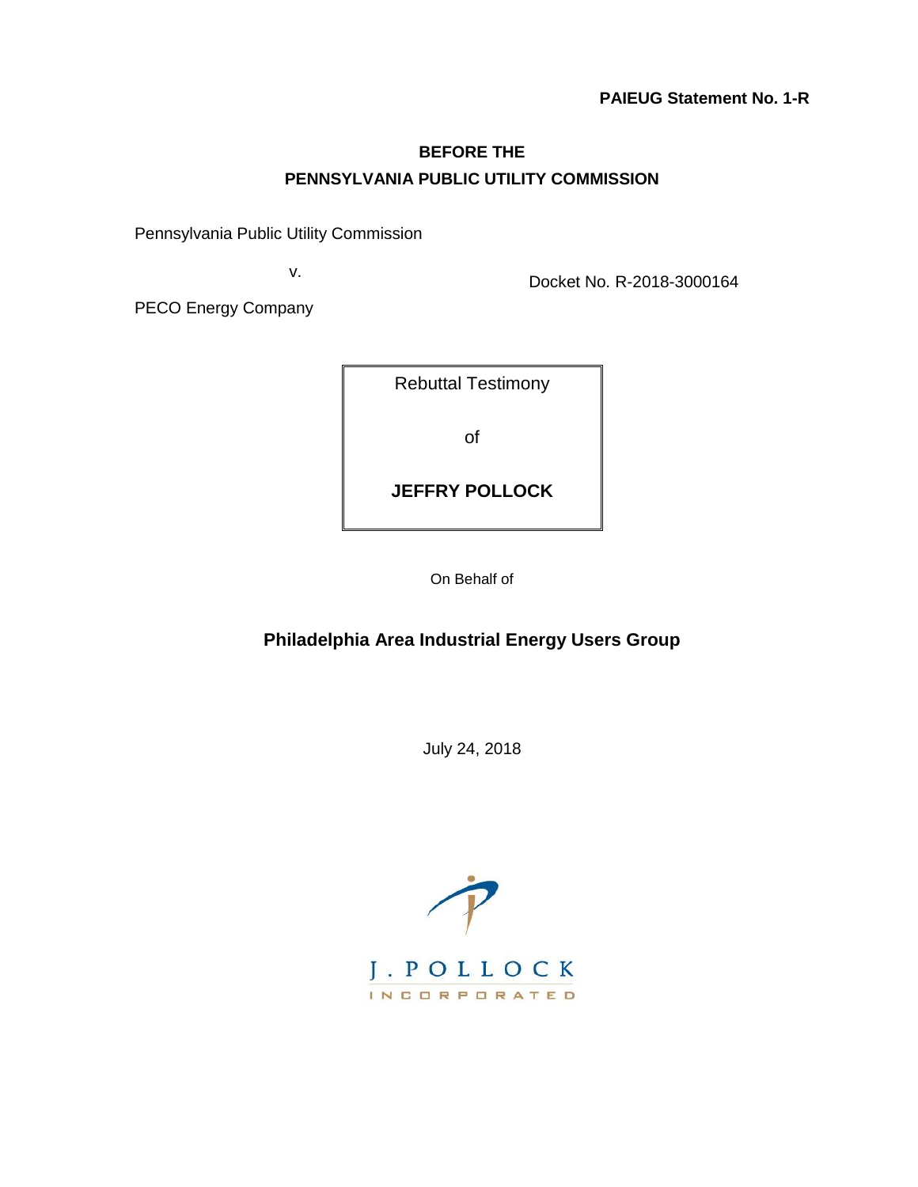**PAIEUG Statement No. 1-R**

**BEFORE THE**
**PENNSYLVANIA PUBLIC UTILITY COMMISSION**

Pennsylvania Public Utility Commission

v. Docket No. R-2018-3000164

PECO Energy Company

Rebuttal Testimony

of

**JEFFRY POLLOCK**

On Behalf of

**Philadelphia Area Industrial Energy Users Group**

July 24, 2018

J. POLLOCK
INCORPORATED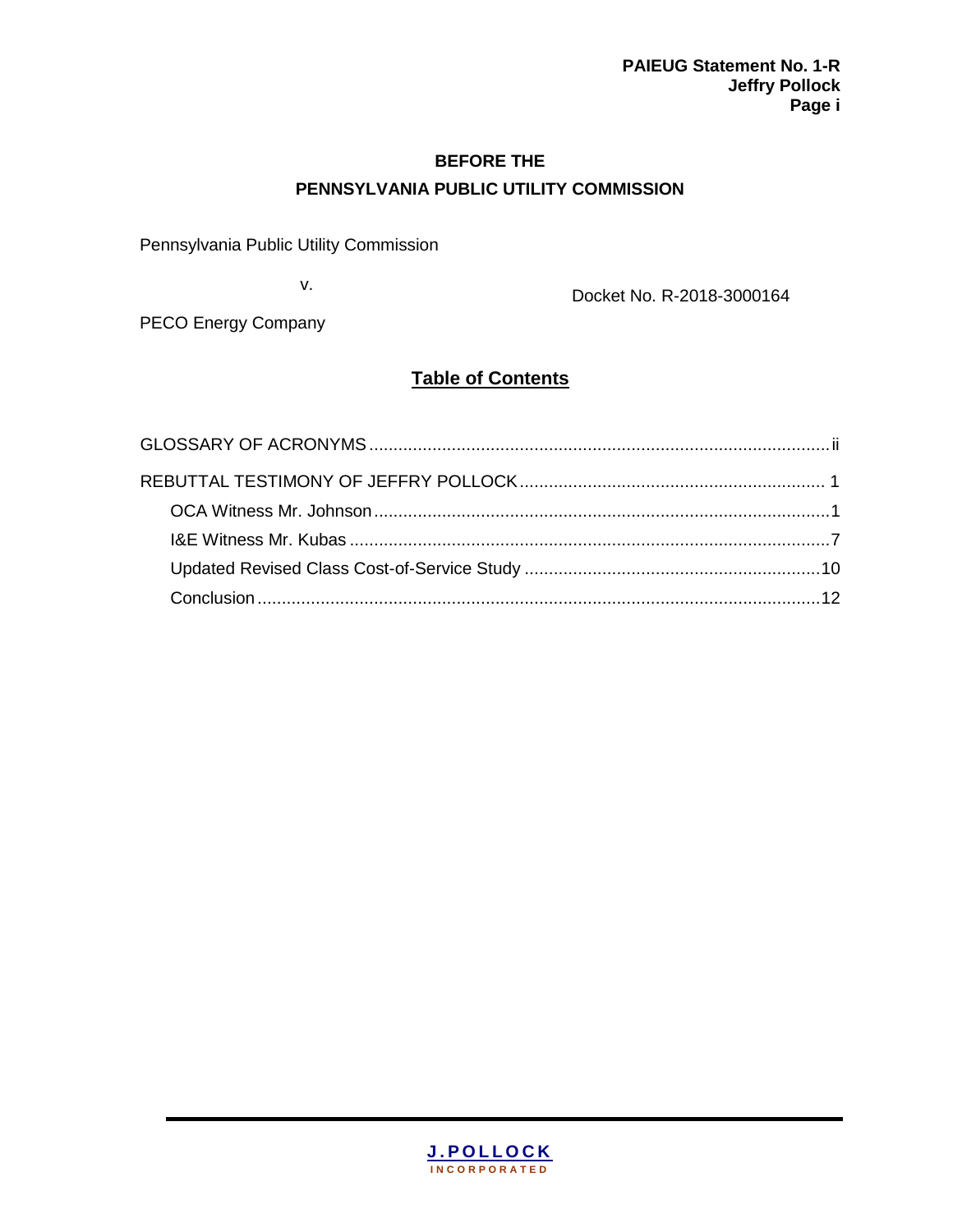**BEFORE THE**

**PENNSYLVANIA PUBLIC UTILITY COMMISSION**

Pennsylvania Public Utility Commission

v. Docket No. R-2018-3000164

PECO Energy Company

## Table of Contents

GLOSSARY OF ACRONYMS ............................................................ ii

REBUTTAL TESTIMONY OF JEFFRY POLLOCK ............................................ 1

- OCA Witness Mr. Johnson ............................................................ 1
- I&E Witness Mr. Kubas ............................................................ 7
- Updated Revised Class Cost-of-Service Study ............................................ 10
- Conclusion ............................................................ 12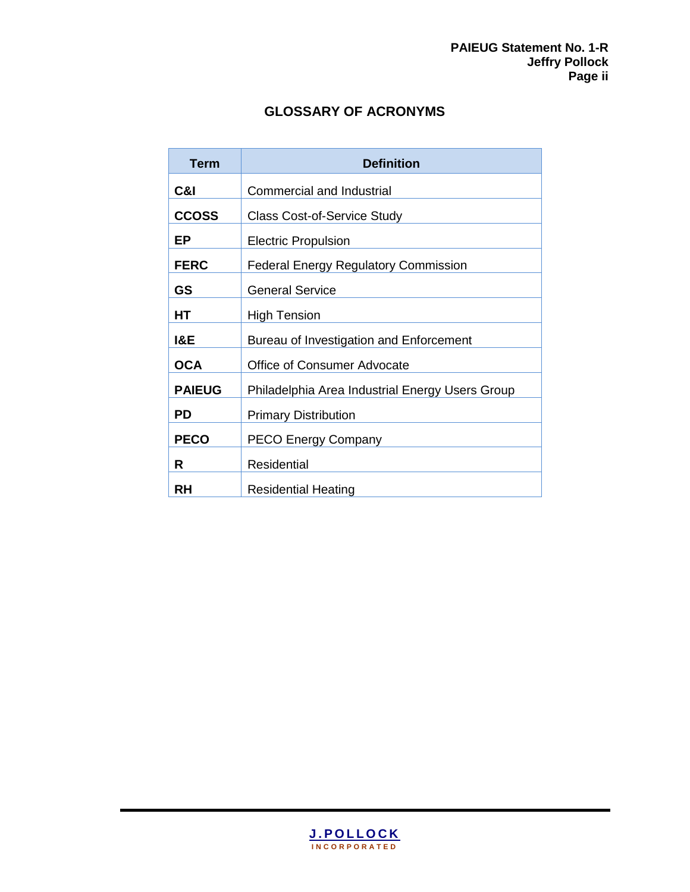## GLOSSARY OF ACRONYMS

| Term | Definition |
|---|---|
| **C&I** | Commercial and Industrial |
| **CCOSS** | Class Cost-of-Service Study |
| **EP** | Electric Propulsion |
| **FERC** | Federal Energy Regulatory Commission |
| **GS** | General Service |
| **HT** | High Tension |
| **I&E** | Bureau of Investigation and Enforcement |
| **OCA** | Office of Consumer Advocate |
| **PAIEUG** | Philadelphia Area Industrial Energy Users Group |
| **PD** | Primary Distribution |
| **PECO** | PECO Energy Company |
| **R** | Residential |
| **RH** | Residential Heating |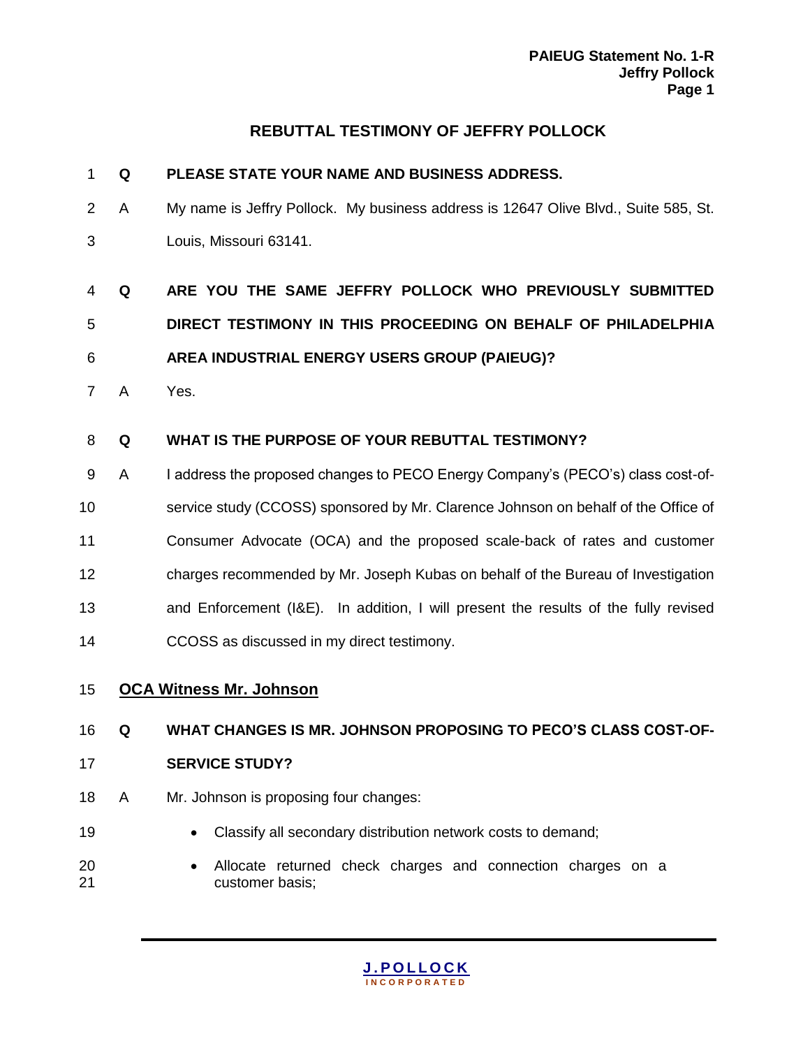## REBUTTAL TESTIMONY OF JEFFRY POLLOCK

**Q PLEASE STATE YOUR NAME AND BUSINESS ADDRESS.**

A My name is Jeffry Pollock. My business address is 12647 Olive Blvd., Suite 585, St. Louis, Missouri 63141.

**Q ARE YOU THE SAME JEFFRY POLLOCK WHO PREVIOUSLY SUBMITTED DIRECT TESTIMONY IN THIS PROCEEDING ON BEHALF OF PHILADELPHIA AREA INDUSTRIAL ENERGY USERS GROUP (PAIEUG)?**

A Yes.

**Q WHAT IS THE PURPOSE OF YOUR REBUTTAL TESTIMONY?**

A I address the proposed changes to PECO Energy Company's (PECO's) class cost-of-service study (CCOSS) sponsored by Mr. Clarence Johnson on behalf of the Office of Consumer Advocate (OCA) and the proposed scale-back of rates and customer charges recommended by Mr. Joseph Kubas on behalf of the Bureau of Investigation and Enforcement (I&E). In addition, I will present the results of the fully revised CCOSS as discussed in my direct testimony.

### OCA Witness Mr. Johnson

**Q WHAT CHANGES IS MR. JOHNSON PROPOSING TO PECO'S CLASS COST-OF-SERVICE STUDY?**

A Mr. Johnson is proposing four changes:

- Classify all secondary distribution network costs to demand;
- Allocate returned check charges and connection charges on a customer basis;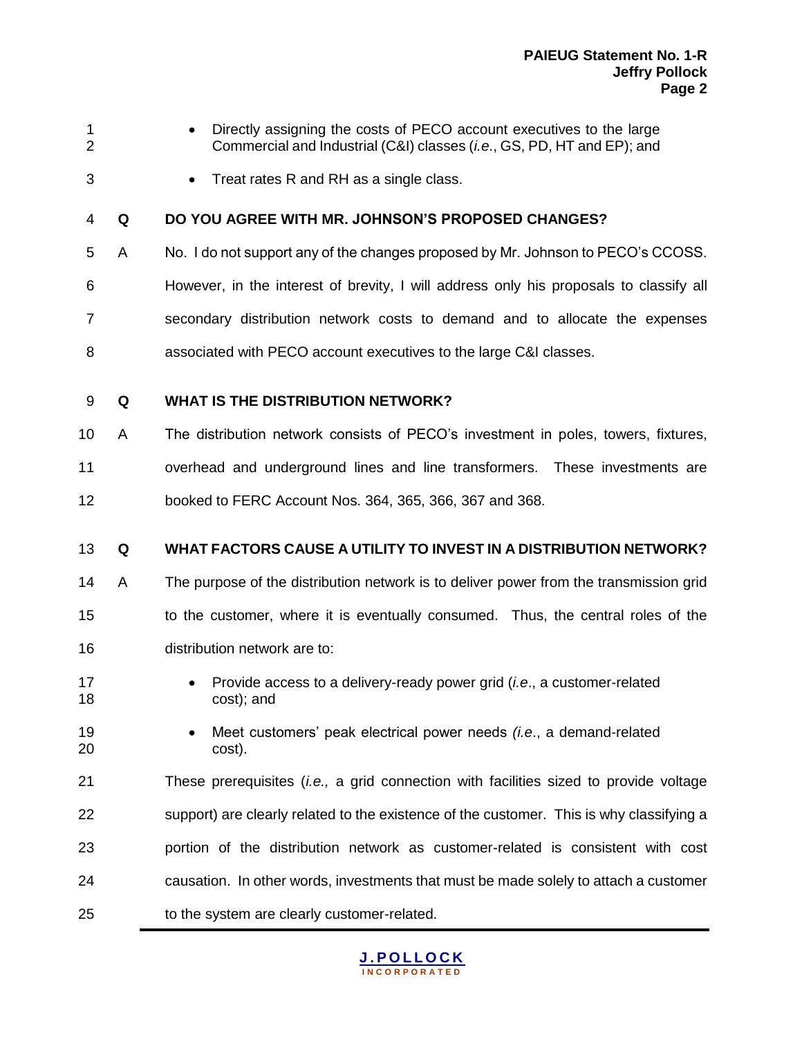- Directly assigning the costs of PECO account executives to the large Commercial and Industrial (C&I) classes (*i.e.*, GS, PD, HT and EP); and
- Treat rates R and RH as a single class.

**Q DO YOU AGREE WITH MR. JOHNSON'S PROPOSED CHANGES?**

A No. I do not support any of the changes proposed by Mr. Johnson to PECO's CCOSS. However, in the interest of brevity, I will address only his proposals to classify all secondary distribution network costs to demand and to allocate the expenses associated with PECO account executives to the large C&I classes.

**Q WHAT IS THE DISTRIBUTION NETWORK?**

A The distribution network consists of PECO's investment in poles, towers, fixtures, overhead and underground lines and line transformers. These investments are booked to FERC Account Nos. 364, 365, 366, 367 and 368.

**Q WHAT FACTORS CAUSE A UTILITY TO INVEST IN A DISTRIBUTION NETWORK?**

A The purpose of the distribution network is to deliver power from the transmission grid to the customer, where it is eventually consumed. Thus, the central roles of the distribution network are to:

- Provide access to a delivery-ready power grid (*i.e*., a customer-related cost); and
- Meet customers' peak electrical power needs *(i.e*., a demand-related cost).

These prerequisites (*i.e.,* a grid connection with facilities sized to provide voltage support) are clearly related to the existence of the customer. This is why classifying a portion of the distribution network as customer-related is consistent with cost causation. In other words, investments that must be made solely to attach a customer to the system are clearly customer-related.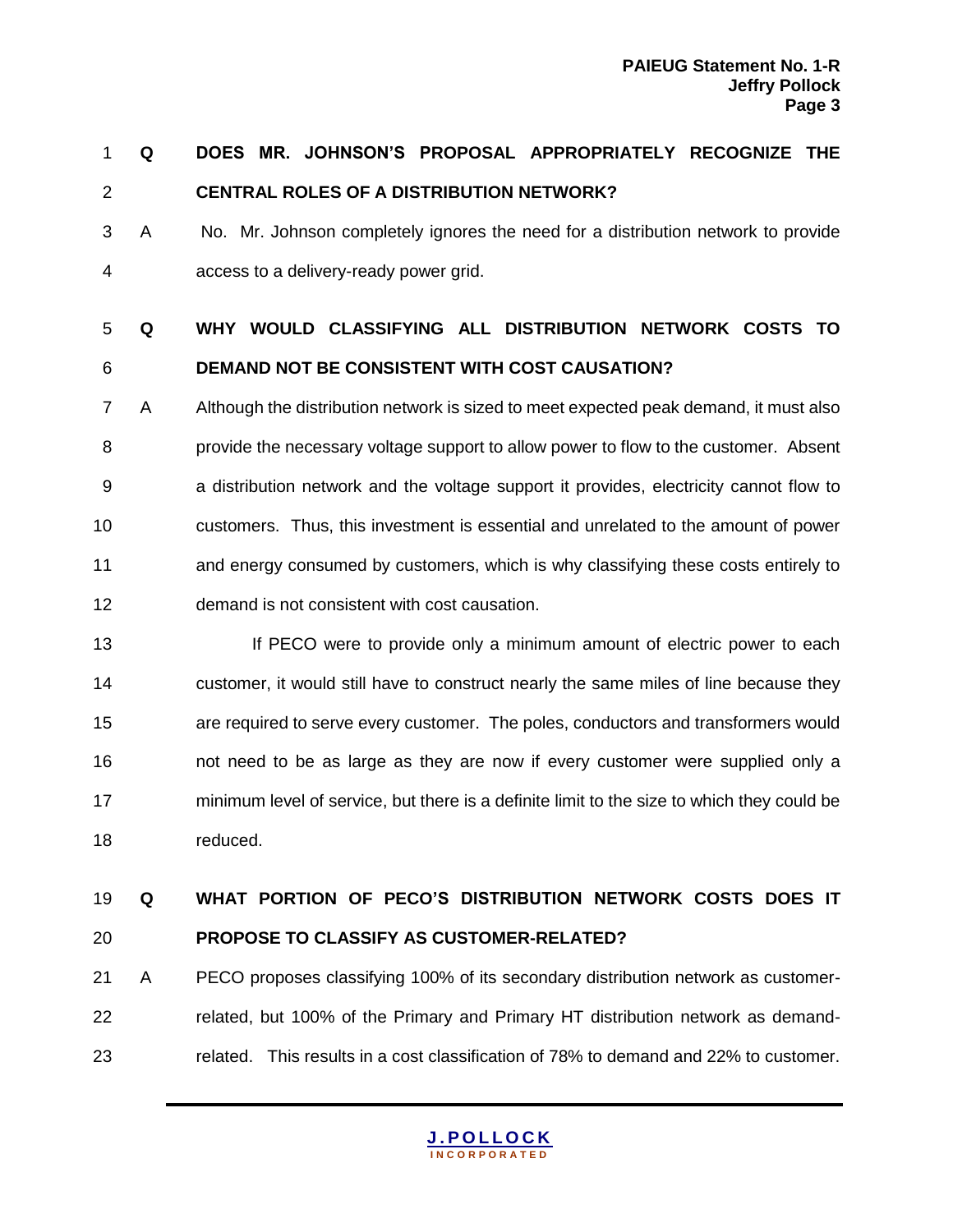**Q DOES MR. JOHNSON'S PROPOSAL APPROPRIATELY RECOGNIZE THE CENTRAL ROLES OF A DISTRIBUTION NETWORK?**

A No. Mr. Johnson completely ignores the need for a distribution network to provide access to a delivery-ready power grid.

**Q WHY WOULD CLASSIFYING ALL DISTRIBUTION NETWORK COSTS TO DEMAND NOT BE CONSISTENT WITH COST CAUSATION?**

A Although the distribution network is sized to meet expected peak demand, it must also provide the necessary voltage support to allow power to flow to the customer. Absent a distribution network and the voltage support it provides, electricity cannot flow to customers. Thus, this investment is essential and unrelated to the amount of power and energy consumed by customers, which is why classifying these costs entirely to demand is not consistent with cost causation.

If PECO were to provide only a minimum amount of electric power to each customer, it would still have to construct nearly the same miles of line because they are required to serve every customer. The poles, conductors and transformers would not need to be as large as they are now if every customer were supplied only a minimum level of service, but there is a definite limit to the size to which they could be reduced.

**Q WHAT PORTION OF PECO'S DISTRIBUTION NETWORK COSTS DOES IT PROPOSE TO CLASSIFY AS CUSTOMER-RELATED?**

A PECO proposes classifying 100% of its secondary distribution network as customer-related, but 100% of the Primary and Primary HT distribution network as demand-related. This results in a cost classification of 78% to demand and 22% to customer.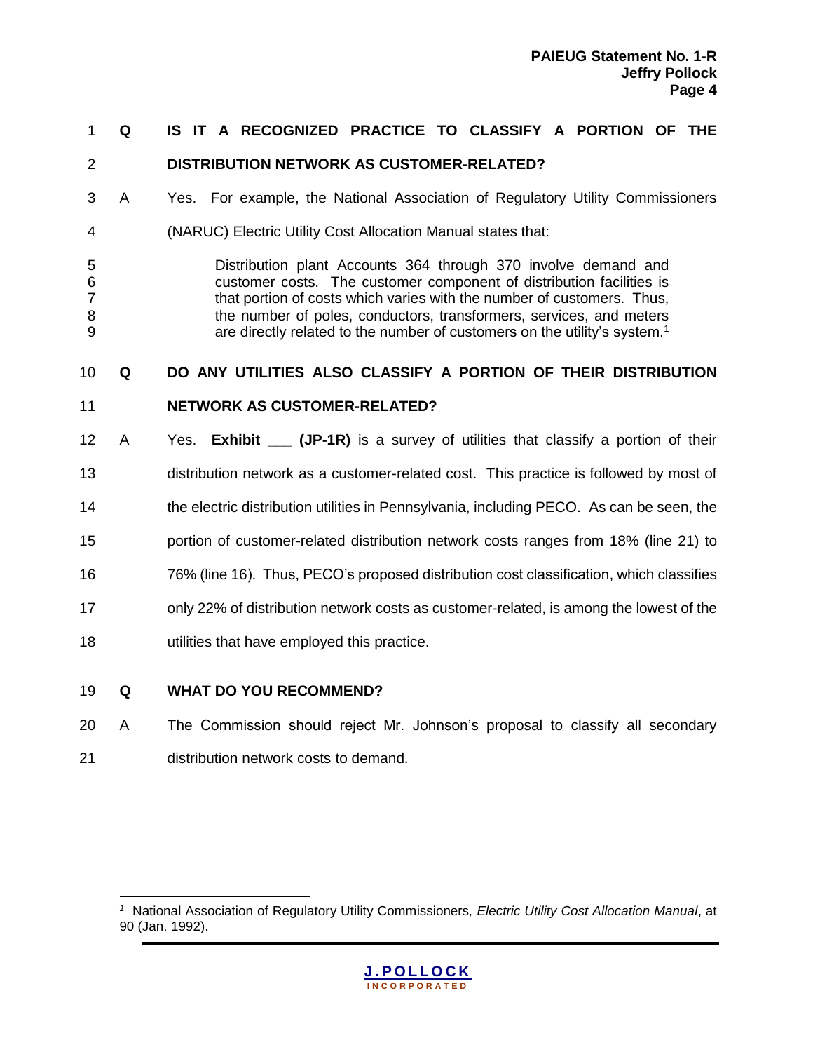**Q IS IT A RECOGNIZED PRACTICE TO CLASSIFY A PORTION OF THE DISTRIBUTION NETWORK AS CUSTOMER-RELATED?**

A Yes. For example, the National Association of Regulatory Utility Commissioners (NARUC) Electric Utility Cost Allocation Manual states that:

> Distribution plant Accounts 364 through 370 involve demand and customer costs. The customer component of distribution facilities is that portion of costs which varies with the number of customers. Thus, the number of poles, conductors, transformers, services, and meters are directly related to the number of customers on the utility's system.[1]

**Q DO ANY UTILITIES ALSO CLASSIFY A PORTION OF THEIR DISTRIBUTION NETWORK AS CUSTOMER-RELATED?**

A Yes. **Exhibit ___ (JP-1R)** is a survey of utilities that classify a portion of their distribution network as a customer-related cost. This practice is followed by most of the electric distribution utilities in Pennsylvania, including PECO. As can be seen, the portion of customer-related distribution network costs ranges from 18% (line 21) to 76% (line 16). Thus, PECO's proposed distribution cost classification, which classifies only 22% of distribution network costs as customer-related, is among the lowest of the utilities that have employed this practice.

**Q WHAT DO YOU RECOMMEND?**

A The Commission should reject Mr. Johnson's proposal to classify all secondary distribution network costs to demand.

---

[1] National Association of Regulatory Utility Commissioners, *Electric Utility Cost Allocation Manual*, at 90 (Jan. 1992).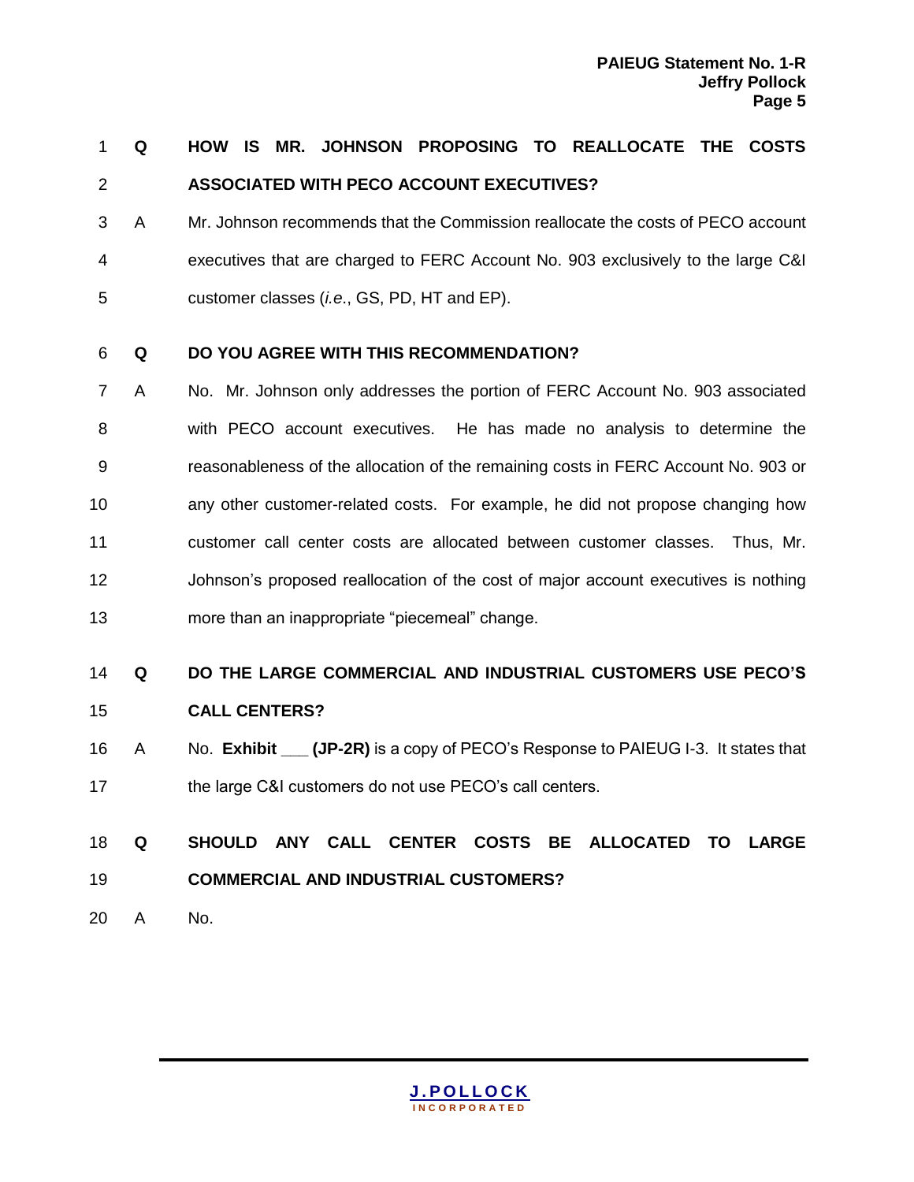**Q HOW IS MR. JOHNSON PROPOSING TO REALLOCATE THE COSTS ASSOCIATED WITH PECO ACCOUNT EXECUTIVES?**

A Mr. Johnson recommends that the Commission reallocate the costs of PECO account executives that are charged to FERC Account No. 903 exclusively to the large C&I customer classes (*i.e.*, GS, PD, HT and EP).

**Q DO YOU AGREE WITH THIS RECOMMENDATION?**

A No. Mr. Johnson only addresses the portion of FERC Account No. 903 associated with PECO account executives. He has made no analysis to determine the reasonableness of the allocation of the remaining costs in FERC Account No. 903 or any other customer-related costs. For example, he did not propose changing how customer call center costs are allocated between customer classes. Thus, Mr. Johnson's proposed reallocation of the cost of major account executives is nothing more than an inappropriate "piecemeal" change.

**Q DO THE LARGE COMMERCIAL AND INDUSTRIAL CUSTOMERS USE PECO'S CALL CENTERS?**

A No. **Exhibit ___ (JP-2R)** is a copy of PECO's Response to PAIEUG I-3. It states that the large C&I customers do not use PECO's call centers.

**Q SHOULD ANY CALL CENTER COSTS BE ALLOCATED TO LARGE COMMERCIAL AND INDUSTRIAL CUSTOMERS?**

A No.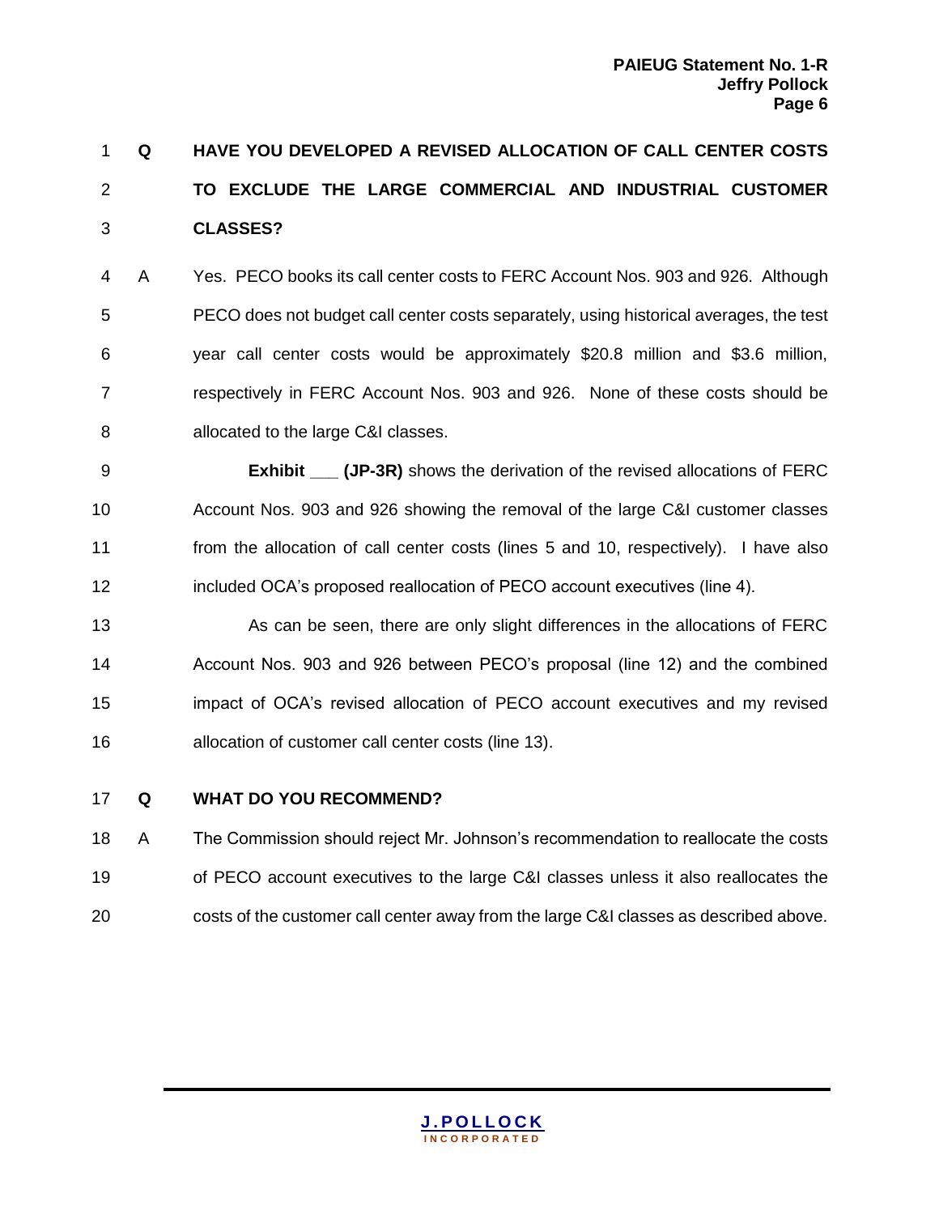**Q HAVE YOU DEVELOPED A REVISED ALLOCATION OF CALL CENTER COSTS TO EXCLUDE THE LARGE COMMERCIAL AND INDUSTRIAL CUSTOMER CLASSES?**

A Yes. PECO books its call center costs to FERC Account Nos. 903 and 926. Although PECO does not budget call center costs separately, using historical averages, the test year call center costs would be approximately $20.8 million and $3.6 million, respectively in FERC Account Nos. 903 and 926. None of these costs should be allocated to the large C&I classes.

**Exhibit ___ (JP-3R)** shows the derivation of the revised allocations of FERC Account Nos. 903 and 926 showing the removal of the large C&I customer classes from the allocation of call center costs (lines 5 and 10, respectively). I have also included OCA's proposed reallocation of PECO account executives (line 4).

As can be seen, there are only slight differences in the allocations of FERC Account Nos. 903 and 926 between PECO's proposal (line 12) and the combined impact of OCA's revised allocation of PECO account executives and my revised allocation of customer call center costs (line 13).

**Q WHAT DO YOU RECOMMEND?**

A The Commission should reject Mr. Johnson's recommendation to reallocate the costs of PECO account executives to the large C&I classes unless it also reallocates the costs of the customer call center away from the large C&I classes as described above.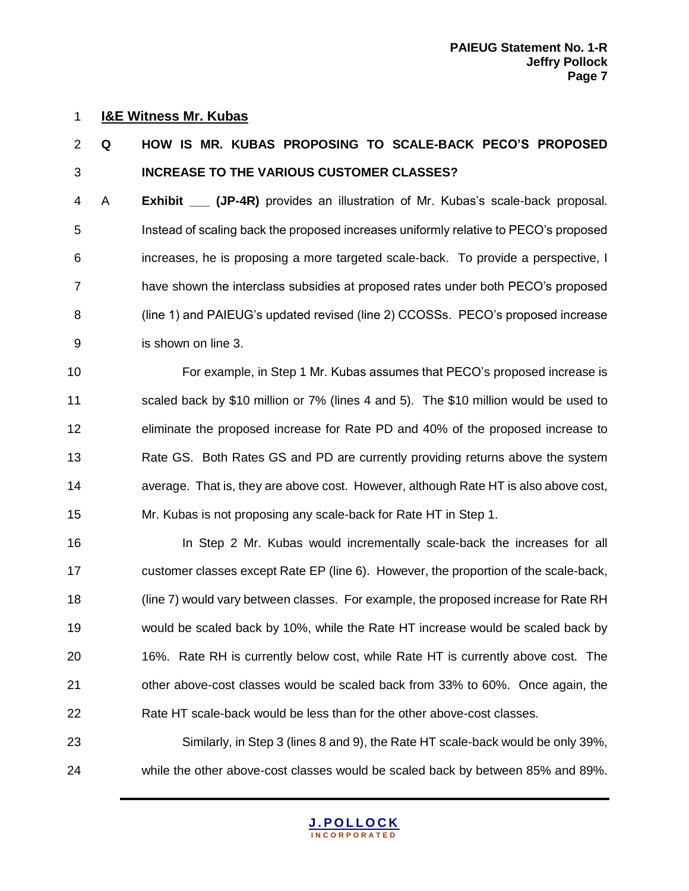**I&E Witness Mr. Kubas**

**Q HOW IS MR. KUBAS PROPOSING TO SCALE-BACK PECO'S PROPOSED INCREASE TO THE VARIOUS CUSTOMER CLASSES?**

A **Exhibit ___ (JP-4R)** provides an illustration of Mr. Kubas's scale-back proposal. Instead of scaling back the proposed increases uniformly relative to PECO's proposed increases, he is proposing a more targeted scale-back. To provide a perspective, I have shown the interclass subsidies at proposed rates under both PECO's proposed (line 1) and PAIEUG's updated revised (line 2) CCOSSs. PECO's proposed increase is shown on line 3.

For example, in Step 1 Mr. Kubas assumes that PECO's proposed increase is scaled back by $10 million or 7% (lines 4 and 5). The $10 million would be used to eliminate the proposed increase for Rate PD and 40% of the proposed increase to Rate GS. Both Rates GS and PD are currently providing returns above the system average. That is, they are above cost. However, although Rate HT is also above cost, Mr. Kubas is not proposing any scale-back for Rate HT in Step 1.

In Step 2 Mr. Kubas would incrementally scale-back the increases for all customer classes except Rate EP (line 6). However, the proportion of the scale-back, (line 7) would vary between classes. For example, the proposed increase for Rate RH would be scaled back by 10%, while the Rate HT increase would be scaled back by 16%. Rate RH is currently below cost, while Rate HT is currently above cost. The other above-cost classes would be scaled back from 33% to 60%. Once again, the Rate HT scale-back would be less than for the other above-cost classes.

Similarly, in Step 3 (lines 8 and 9), the Rate HT scale-back would be only 39%, while the other above-cost classes would be scaled back by between 85% and 89%.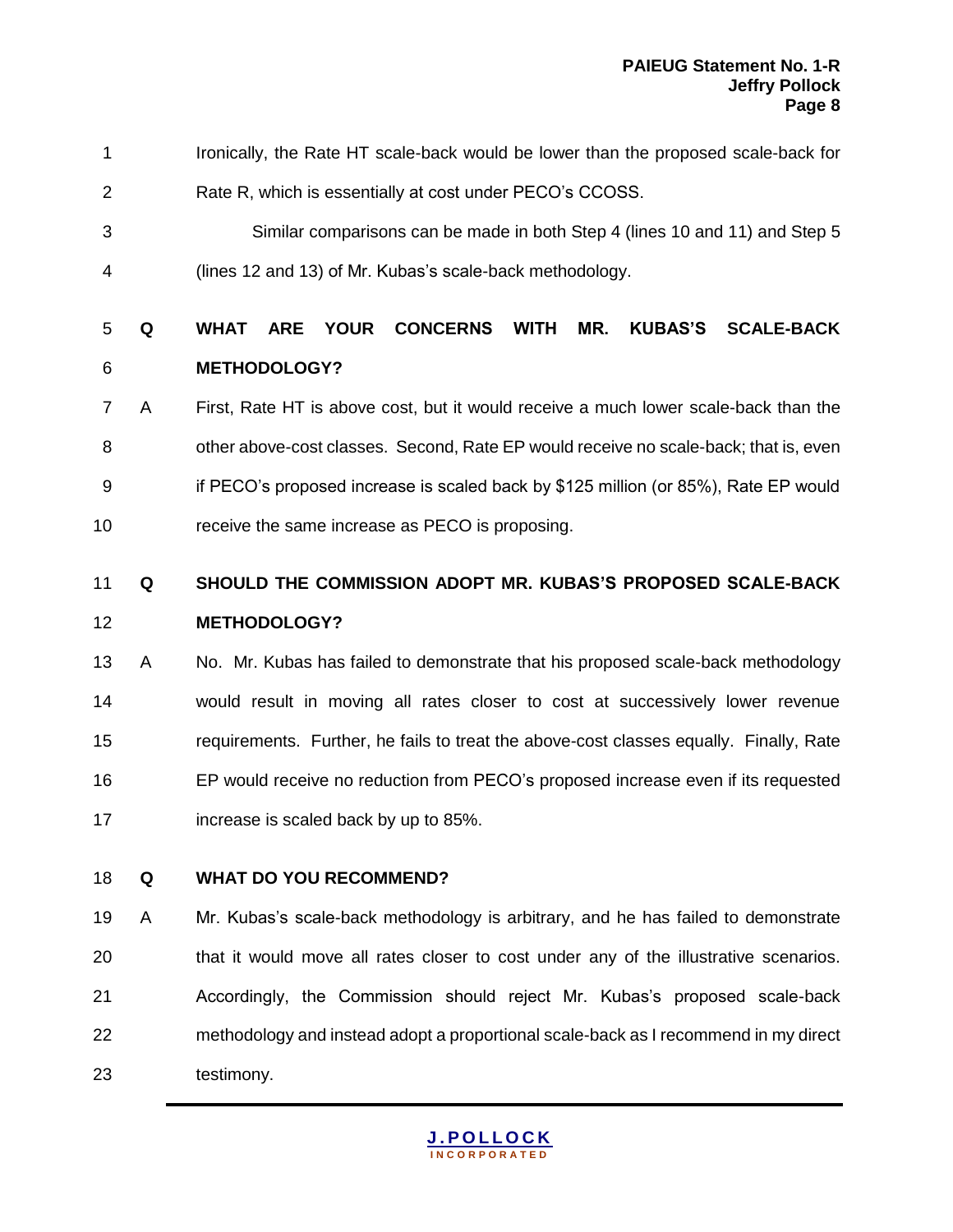Ironically, the Rate HT scale-back would be lower than the proposed scale-back for Rate R, which is essentially at cost under PECO's CCOSS.

Similar comparisons can be made in both Step 4 (lines 10 and 11) and Step 5 (lines 12 and 13) of Mr. Kubas's scale-back methodology.

**Q WHAT ARE YOUR CONCERNS WITH MR. KUBAS'S SCALE-BACK METHODOLOGY?**

A First, Rate HT is above cost, but it would receive a much lower scale-back than the other above-cost classes. Second, Rate EP would receive no scale-back; that is, even if PECO's proposed increase is scaled back by $125 million (or 85%), Rate EP would receive the same increase as PECO is proposing.

**Q SHOULD THE COMMISSION ADOPT MR. KUBAS'S PROPOSED SCALE-BACK METHODOLOGY?**

A No. Mr. Kubas has failed to demonstrate that his proposed scale-back methodology would result in moving all rates closer to cost at successively lower revenue requirements. Further, he fails to treat the above-cost classes equally. Finally, Rate EP would receive no reduction from PECO's proposed increase even if its requested increase is scaled back by up to 85%.

**Q WHAT DO YOU RECOMMEND?**

A Mr. Kubas's scale-back methodology is arbitrary, and he has failed to demonstrate that it would move all rates closer to cost under any of the illustrative scenarios. Accordingly, the Commission should reject Mr. Kubas's proposed scale-back methodology and instead adopt a proportional scale-back as I recommend in my direct testimony.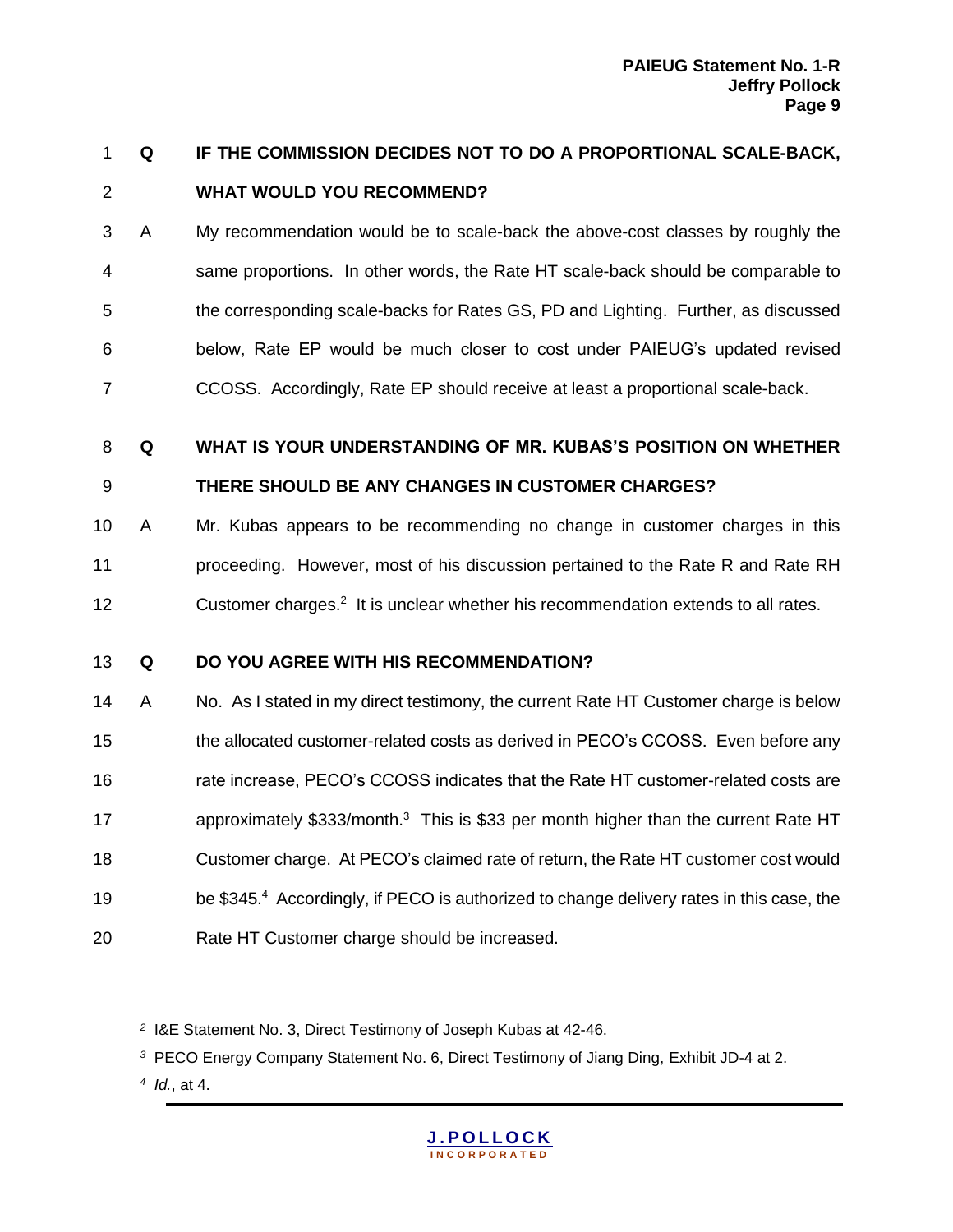**Q IF THE COMMISSION DECIDES NOT TO DO A PROPORTIONAL SCALE-BACK, WHAT WOULD YOU RECOMMEND?**

A My recommendation would be to scale-back the above-cost classes by roughly the same proportions. In other words, the Rate HT scale-back should be comparable to the corresponding scale-backs for Rates GS, PD and Lighting. Further, as discussed below, Rate EP would be much closer to cost under PAIEUG's updated revised CCOSS. Accordingly, Rate EP should receive at least a proportional scale-back.

**Q WHAT IS YOUR UNDERSTANDING OF MR. KUBAS'S POSITION ON WHETHER THERE SHOULD BE ANY CHANGES IN CUSTOMER CHARGES?**

A Mr. Kubas appears to be recommending no change in customer charges in this proceeding. However, most of his discussion pertained to the Rate R and Rate RH Customer charges.[2] It is unclear whether his recommendation extends to all rates.

**Q DO YOU AGREE WITH HIS RECOMMENDATION?**

A No. As I stated in my direct testimony, the current Rate HT Customer charge is below the allocated customer-related costs as derived in PECO's CCOSS. Even before any rate increase, PECO's CCOSS indicates that the Rate HT customer-related costs are approximately \$333/month.[3] This is \$33 per month higher than the current Rate HT Customer charge. At PECO's claimed rate of return, the Rate HT customer cost would be \$345.[4] Accordingly, if PECO is authorized to change delivery rates in this case, the Rate HT Customer charge should be increased.

---

[2] I&E Statement No. 3, Direct Testimony of Joseph Kubas at 42-46.

[3] PECO Energy Company Statement No. 6, Direct Testimony of Jiang Ding, Exhibit JD-4 at 2.

[4] *Id.*, at 4.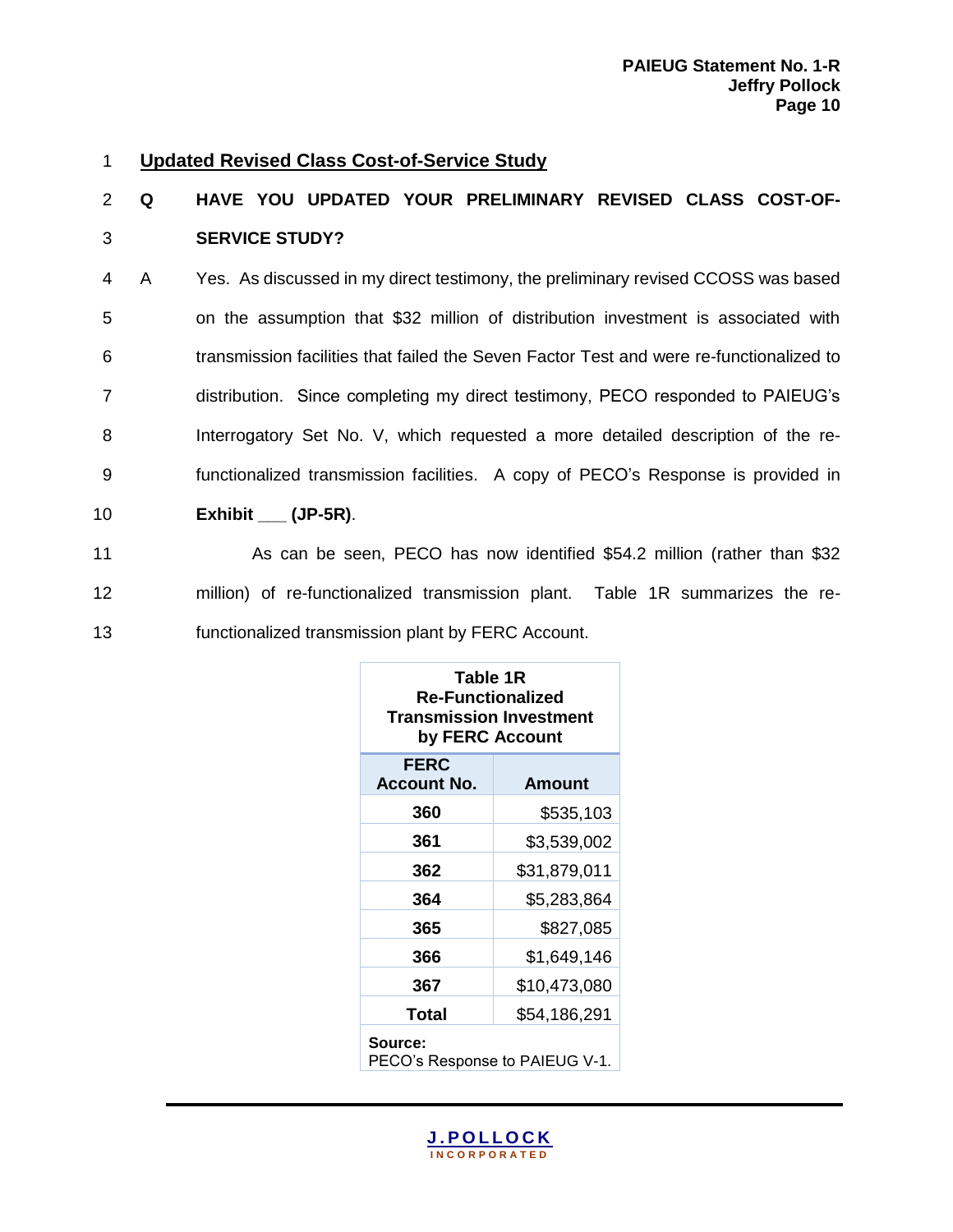## Updated Revised Class Cost-of-Service Study

**Q HAVE YOU UPDATED YOUR PRELIMINARY REVISED CLASS COST-OF-SERVICE STUDY?**

A Yes. As discussed in my direct testimony, the preliminary revised CCOSS was based on the assumption that $32 million of distribution investment is associated with transmission facilities that failed the Seven Factor Test and were re-functionalized to distribution. Since completing my direct testimony, PECO responded to PAIEUG's Interrogatory Set No. V, which requested a more detailed description of the re-functionalized transmission facilities. A copy of PECO's Response is provided in **Exhibit ___ (JP-5R)**.

As can be seen, PECO has now identified $54.2 million (rather than $32 million) of re-functionalized transmission plant. Table 1R summarizes the re-functionalized transmission plant by FERC Account.

**Table 1R**
**Re-Functionalized Transmission Investment by FERC Account**

| FERC Account No. | Amount |
|---|---|
| **360** | $535,103 |
| **361** | $3,539,002 |
| **362** | $31,879,011 |
| **364** | $5,283,864 |
| **365** | $827,085 |
| **366** | $1,649,146 |
| **367** | $10,473,080 |
| **Total** | $54,186,291 |

**Source:**
PECO's Response to PAIEUG V-1.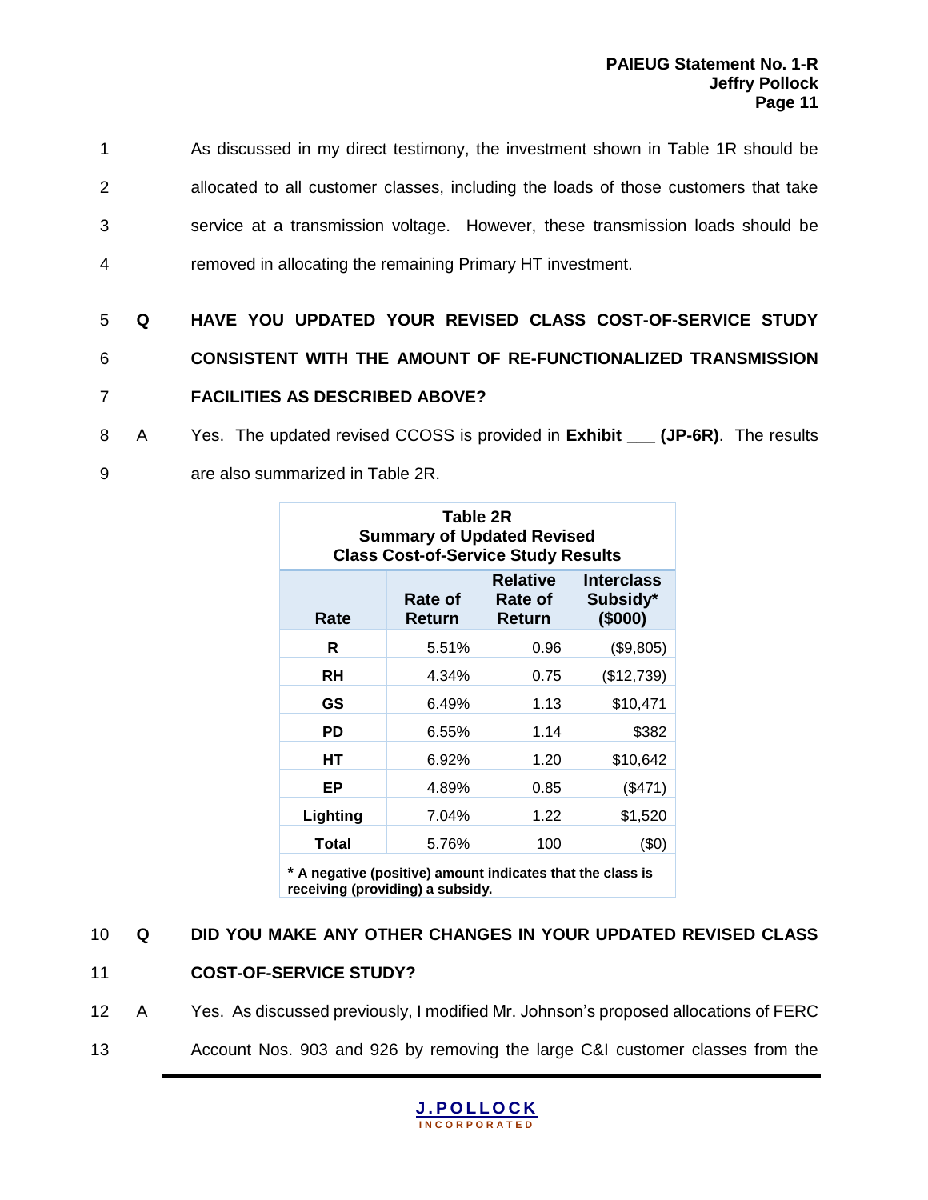As discussed in my direct testimony, the investment shown in Table 1R should be allocated to all customer classes, including the loads of those customers that take service at a transmission voltage. However, these transmission loads should be removed in allocating the remaining Primary HT investment.

**Q HAVE YOU UPDATED YOUR REVISED CLASS COST-OF-SERVICE STUDY CONSISTENT WITH THE AMOUNT OF RE-FUNCTIONALIZED TRANSMISSION FACILITIES AS DESCRIBED ABOVE?**

A Yes. The updated revised CCOSS is provided in **Exhibit ___ (JP-6R)**. The results are also summarized in Table 2R.

**Table 2R**
**Summary of Updated Revised**
**Class Cost-of-Service Study Results**

| Rate | Rate of Return | Relative Rate of Return | Interclass Subsidy* ($000) |
|---|---|---|---|
| **R** | 5.51% | 0.96 | ($9,805) |
| **RH** | 4.34% | 0.75 | ($12,739) |
| **GS** | 6.49% | 1.13 | $10,471 |
| **PD** | 6.55% | 1.14 | $382 |
| **HT** | 6.92% | 1.20 | $10,642 |
| **EP** | 4.89% | 0.85 | ($471) |
| **Lighting** | 7.04% | 1.22 | $1,520 |
| **Total** | 5.76% | 100 | ($0) |

**\* A negative (positive) amount indicates that the class is receiving (providing) a subsidy.**

**Q DID YOU MAKE ANY OTHER CHANGES IN YOUR UPDATED REVISED CLASS COST-OF-SERVICE STUDY?**

A Yes. As discussed previously, I modified Mr. Johnson's proposed allocations of FERC Account Nos. 903 and 926 by removing the large C&I customer classes from the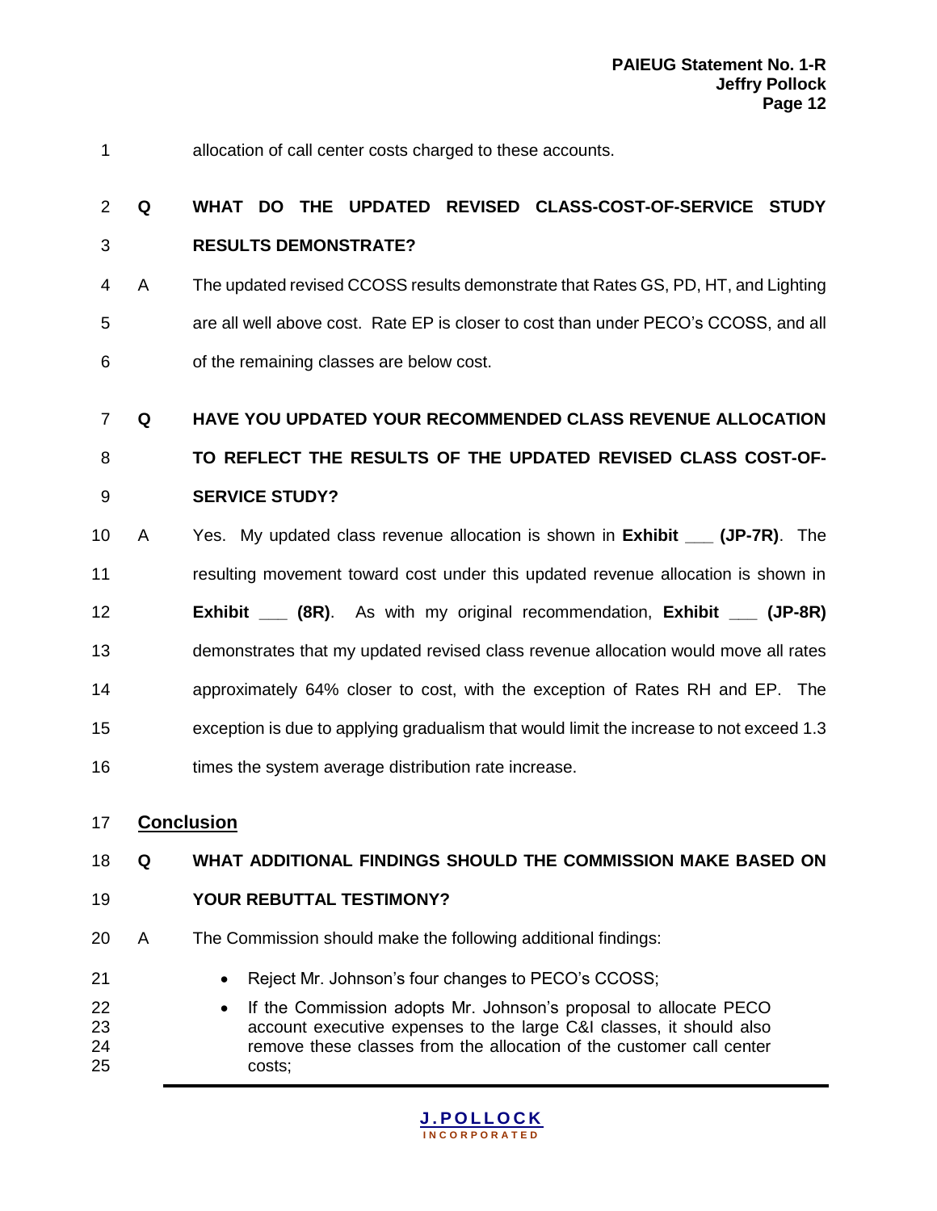allocation of call center costs charged to these accounts.

**Q WHAT DO THE UPDATED REVISED CLASS-COST-OF-SERVICE STUDY RESULTS DEMONSTRATE?**

A The updated revised CCOSS results demonstrate that Rates GS, PD, HT, and Lighting are all well above cost. Rate EP is closer to cost than under PECO's CCOSS, and all of the remaining classes are below cost.

**Q HAVE YOU UPDATED YOUR RECOMMENDED CLASS REVENUE ALLOCATION TO REFLECT THE RESULTS OF THE UPDATED REVISED CLASS COST-OF-SERVICE STUDY?**

A Yes. My updated class revenue allocation is shown in **Exhibit ___ (JP-7R)**. The resulting movement toward cost under this updated revenue allocation is shown in **Exhibit ___ (8R)**. As with my original recommendation, **Exhibit ___ (JP-8R)** demonstrates that my updated revised class revenue allocation would move all rates approximately 64% closer to cost, with the exception of Rates RH and EP. The exception is due to applying gradualism that would limit the increase to not exceed 1.3 times the system average distribution rate increase.

## Conclusion

**Q WHAT ADDITIONAL FINDINGS SHOULD THE COMMISSION MAKE BASED ON YOUR REBUTTAL TESTIMONY?**

A The Commission should make the following additional findings:

- Reject Mr. Johnson's four changes to PECO's CCOSS;
- If the Commission adopts Mr. Johnson's proposal to allocate PECO account executive expenses to the large C&I classes, it should also remove these classes from the allocation of the customer call center costs;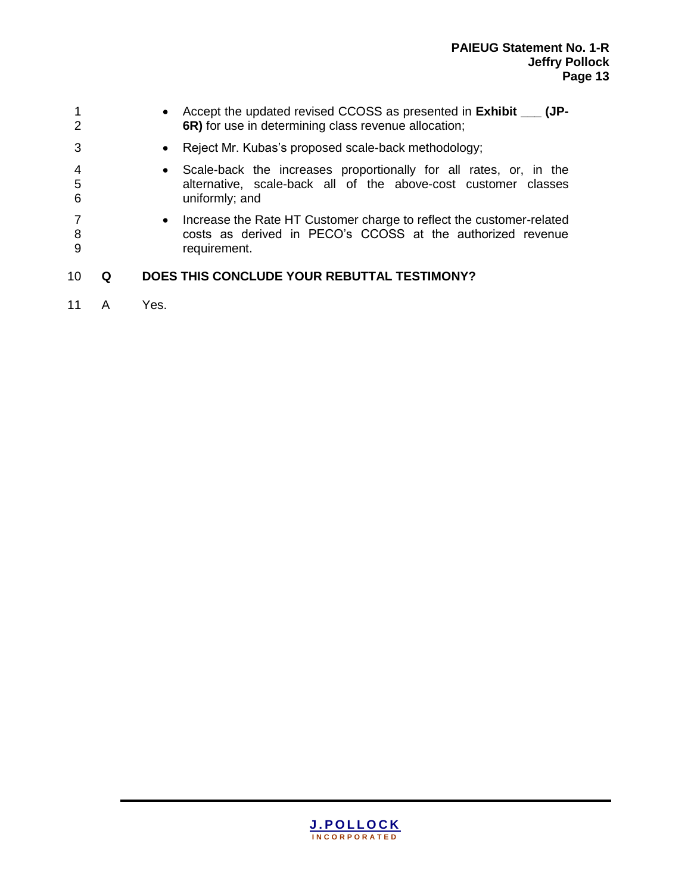- Accept the updated revised CCOSS as presented in **Exhibit ___ (JP-6R)** for use in determining class revenue allocation;
- Reject Mr. Kubas's proposed scale-back methodology;
- Scale-back the increases proportionally for all rates, or, in the alternative, scale-back all of the above-cost customer classes uniformly; and
- Increase the Rate HT Customer charge to reflect the customer-related costs as derived in PECO's CCOSS at the authorized revenue requirement.

**Q DOES THIS CONCLUDE YOUR REBUTTAL TESTIMONY?**

A Yes.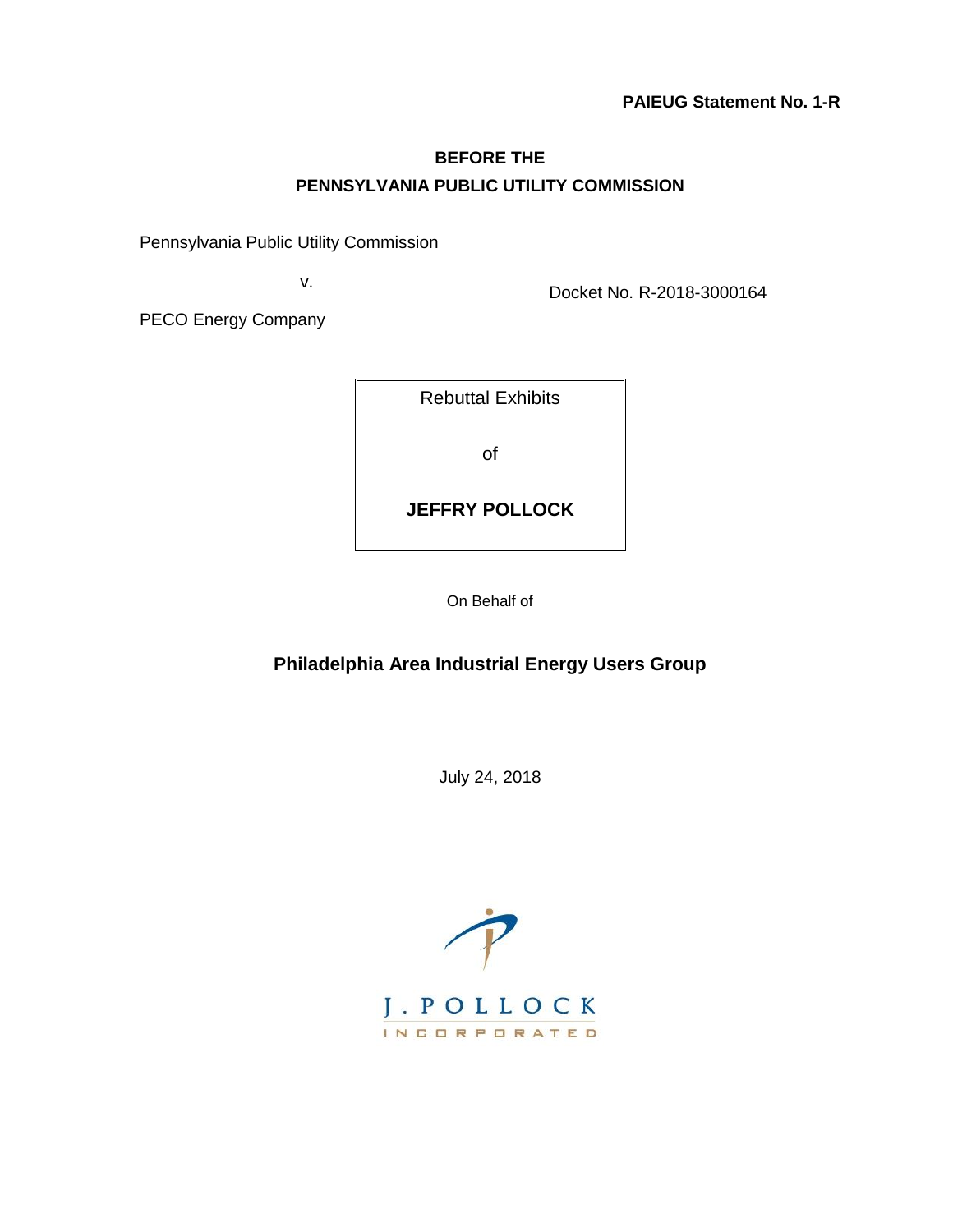**PAIEUG Statement No. 1-R**

**BEFORE THE**
**PENNSYLVANIA PUBLIC UTILITY COMMISSION**

Pennsylvania Public Utility Commission

v.

PECO Energy Company

Docket No. R-2018-3000164

| Rebuttal Exhibits |
|---|
| of |
| **JEFFRY POLLOCK** |

On Behalf of

**Philadelphia Area Industrial Energy Users Group**

July 24, 2018

J. POLLOCK
INCORPORATED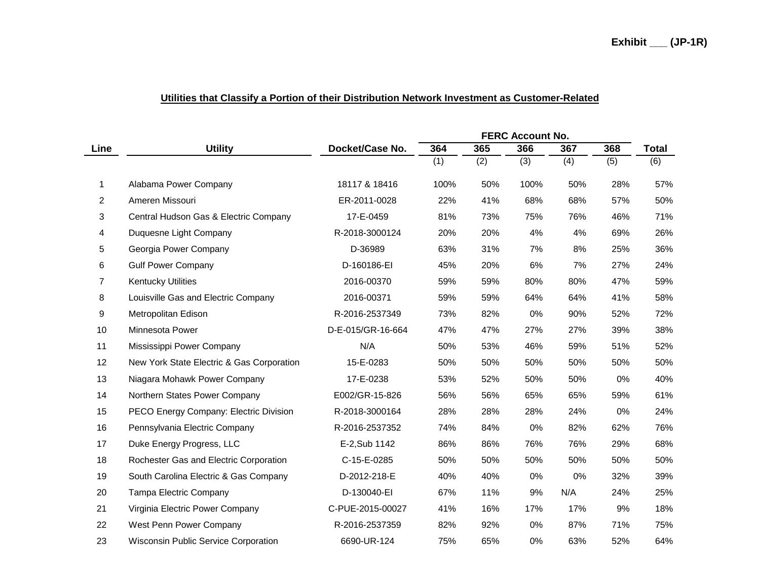**Exhibit ___ (JP-1R)**

**Utilities that Classify a Portion of their Distribution Network Investment as Customer-Related**

| Line | Utility | Docket/Case No. | FERC Account No. | | | | | |
|---|---|---|---|---|---|---|---|---|
| | | | 364 | 365 | 366 | 367 | 368 | Total |
| | | | (1) | (2) | (3) | (4) | (5) | (6) |
| 1 | Alabama Power Company | 18117 & 18416 | 100% | 50% | 100% | 50% | 28% | 57% |
| 2 | Ameren Missouri | ER-2011-0028 | 22% | 41% | 68% | 68% | 57% | 50% |
| 3 | Central Hudson Gas & Electric Company | 17-E-0459 | 81% | 73% | 75% | 76% | 46% | 71% |
| 4 | Duquesne Light Company | R-2018-3000124 | 20% | 20% | 4% | 4% | 69% | 26% |
| 5 | Georgia Power Company | D-36989 | 63% | 31% | 7% | 8% | 25% | 36% |
| 6 | Gulf Power Company | D-160186-EI | 45% | 20% | 6% | 7% | 27% | 24% |
| 7 | Kentucky Utilities | 2016-00370 | 59% | 59% | 80% | 80% | 47% | 59% |
| 8 | Louisville Gas and Electric Company | 2016-00371 | 59% | 59% | 64% | 64% | 41% | 58% |
| 9 | Metropolitan Edison | R-2016-2537349 | 73% | 82% | 0% | 90% | 52% | 72% |
| 10 | Minnesota Power | D-E-015/GR-16-664 | 47% | 47% | 27% | 27% | 39% | 38% |
| 11 | Mississippi Power Company | N/A | 50% | 53% | 46% | 59% | 51% | 52% |
| 12 | New York State Electric & Gas Corporation | 15-E-0283 | 50% | 50% | 50% | 50% | 50% | 50% |
| 13 | Niagara Mohawk Power Company | 17-E-0238 | 53% | 52% | 50% | 50% | 0% | 40% |
| 14 | Northern States Power Company | E002/GR-15-826 | 56% | 56% | 65% | 65% | 59% | 61% |
| 15 | PECO Energy Company: Electric Division | R-2018-3000164 | 28% | 28% | 28% | 24% | 0% | 24% |
| 16 | Pennsylvania Electric Company | R-2016-2537352 | 74% | 84% | 0% | 82% | 62% | 76% |
| 17 | Duke Energy Progress, LLC | E-2,Sub 1142 | 86% | 86% | 76% | 76% | 29% | 68% |
| 18 | Rochester Gas and Electric Corporation | C-15-E-0285 | 50% | 50% | 50% | 50% | 50% | 50% |
| 19 | South Carolina Electric & Gas Company | D-2012-218-E | 40% | 40% | 0% | 0% | 32% | 39% |
| 20 | Tampa Electric Company | D-130040-EI | 67% | 11% | 9% | N/A | 24% | 25% |
| 21 | Virginia Electric Power Company | C-PUE-2015-00027 | 41% | 16% | 17% | 17% | 9% | 18% |
| 22 | West Penn Power Company | R-2016-2537359 | 82% | 92% | 0% | 87% | 71% | 75% |
| 23 | Wisconsin Public Service Corporation | 6690-UR-124 | 75% | 65% | 0% | 63% | 52% | 64% |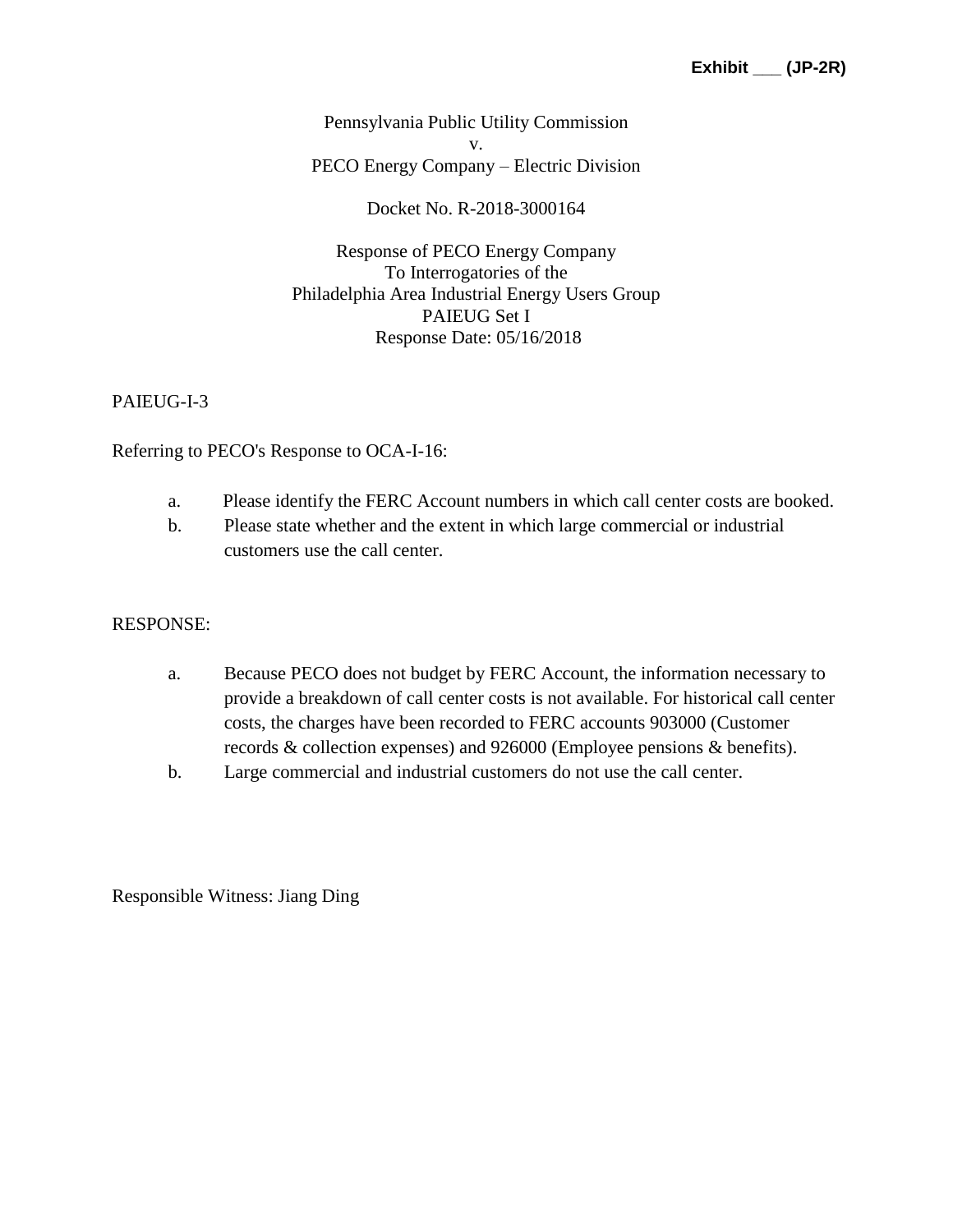**Exhibit ___ (JP-2R)**

Pennsylvania Public Utility Commission
v.
PECO Energy Company – Electric Division

Docket No. R-2018-3000164

Response of PECO Energy Company
To Interrogatories of the
Philadelphia Area Industrial Energy Users Group
PAIEUG Set I
Response Date: 05/16/2018

PAIEUG-I-3

Referring to PECO's Response to OCA-I-16:

a. Please identify the FERC Account numbers in which call center costs are booked.
b. Please state whether and the extent in which large commercial or industrial customers use the call center.

RESPONSE:

a. Because PECO does not budget by FERC Account, the information necessary to provide a breakdown of call center costs is not available. For historical call center costs, the charges have been recorded to FERC accounts 903000 (Customer records & collection expenses) and 926000 (Employee pensions & benefits).
b. Large commercial and industrial customers do not use the call center.

Responsible Witness: Jiang Ding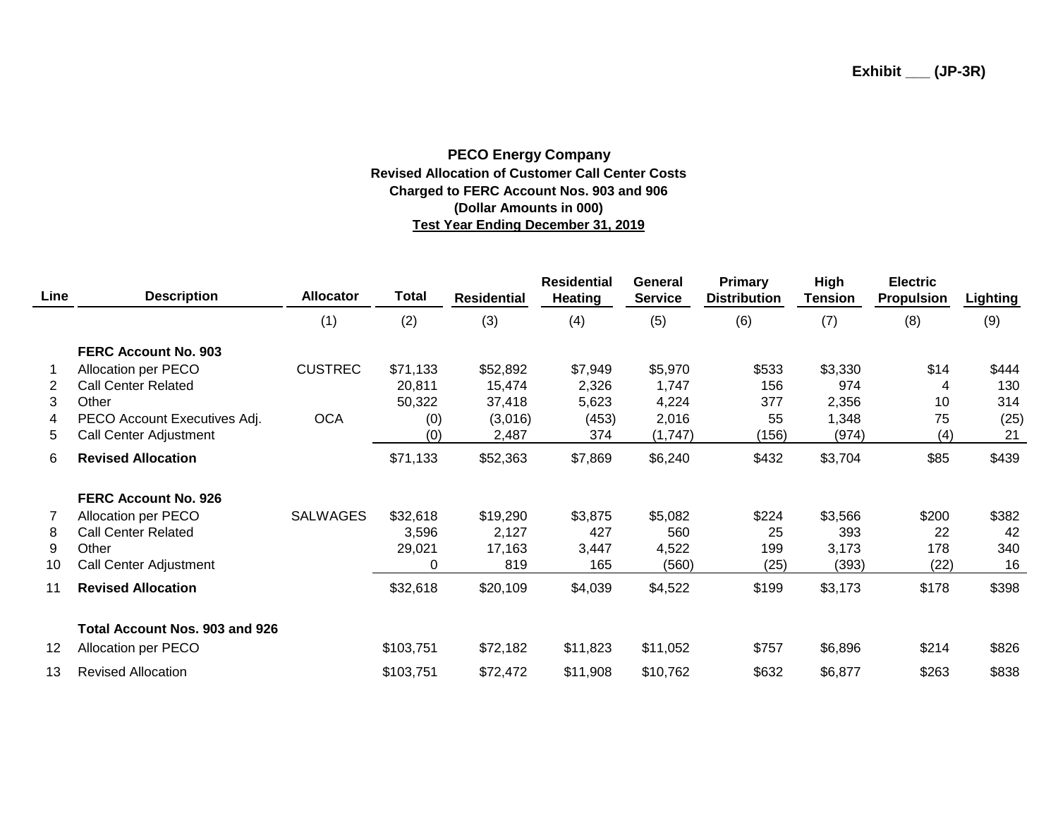**Exhibit ___ (JP-3R)**

**PECO Energy Company**
**Revised Allocation of Customer Call Center Costs**
**Charged to FERC Account Nos. 903 and 906**
**(Dollar Amounts in 000)**
**Test Year Ending December 31, 2019**

| Line | Description | Allocator | Total | Residential | Residential Heating | General Service | Primary Distribution | High Tension | Electric Propulsion | Lighting |
|---|---|---|---|---|---|---|---|---|---|---|
| | | (1) | (2) | (3) | (4) | (5) | (6) | (7) | (8) | (9) |
| | **FERC Account No. 903** | | | | | | | | | |
| 1 | Allocation per PECO | CUSTREC | $71,133 | $52,892 | $7,949 | $5,970 | $533 | $3,330 | $14 | $444 |
| 2 | Call Center Related | | 20,811 | 15,474 | 2,326 | 1,747 | 156 | 974 | 4 | 130 |
| 3 | Other | | 50,322 | 37,418 | 5,623 | 4,224 | 377 | 2,356 | 10 | 314 |
| 4 | PECO Account Executives Adj. | OCA | (0) | (3,016) | (453) | 2,016 | 55 | 1,348 | 75 | (25) |
| 5 | Call Center Adjustment | | (0) | 2,487 | 374 | (1,747) | (156) | (974) | (4) | 21 |
| 6 | **Revised Allocation** | | $71,133 | $52,363 | $7,869 | $6,240 | $432 | $3,704 | $85 | $439 |
| | **FERC Account No. 926** | | | | | | | | | |
| 7 | Allocation per PECO | SALWAGES | $32,618 | $19,290 | $3,875 | $5,082 | $224 | $3,566 | $200 | $382 |
| 8 | Call Center Related | | 3,596 | 2,127 | 427 | 560 | 25 | 393 | 22 | 42 |
| 9 | Other | | 29,021 | 17,163 | 3,447 | 4,522 | 199 | 3,173 | 178 | 340 |
| 10 | Call Center Adjustment | | 0 | 819 | 165 | (560) | (25) | (393) | (22) | 16 |
| 11 | **Revised Allocation** | | $32,618 | $20,109 | $4,039 | $4,522 | $199 | $3,173 | $178 | $398 |
| | **Total Account Nos. 903 and 926** | | | | | | | | | |
| 12 | Allocation per PECO | | $103,751 | $72,182 | $11,823 | $11,052 | $757 | $6,896 | $214 | $826 |
| 13 | Revised Allocation | | $103,751 | $72,472 | $11,908 | $10,762 | $632 | $6,877 | $263 | $838 |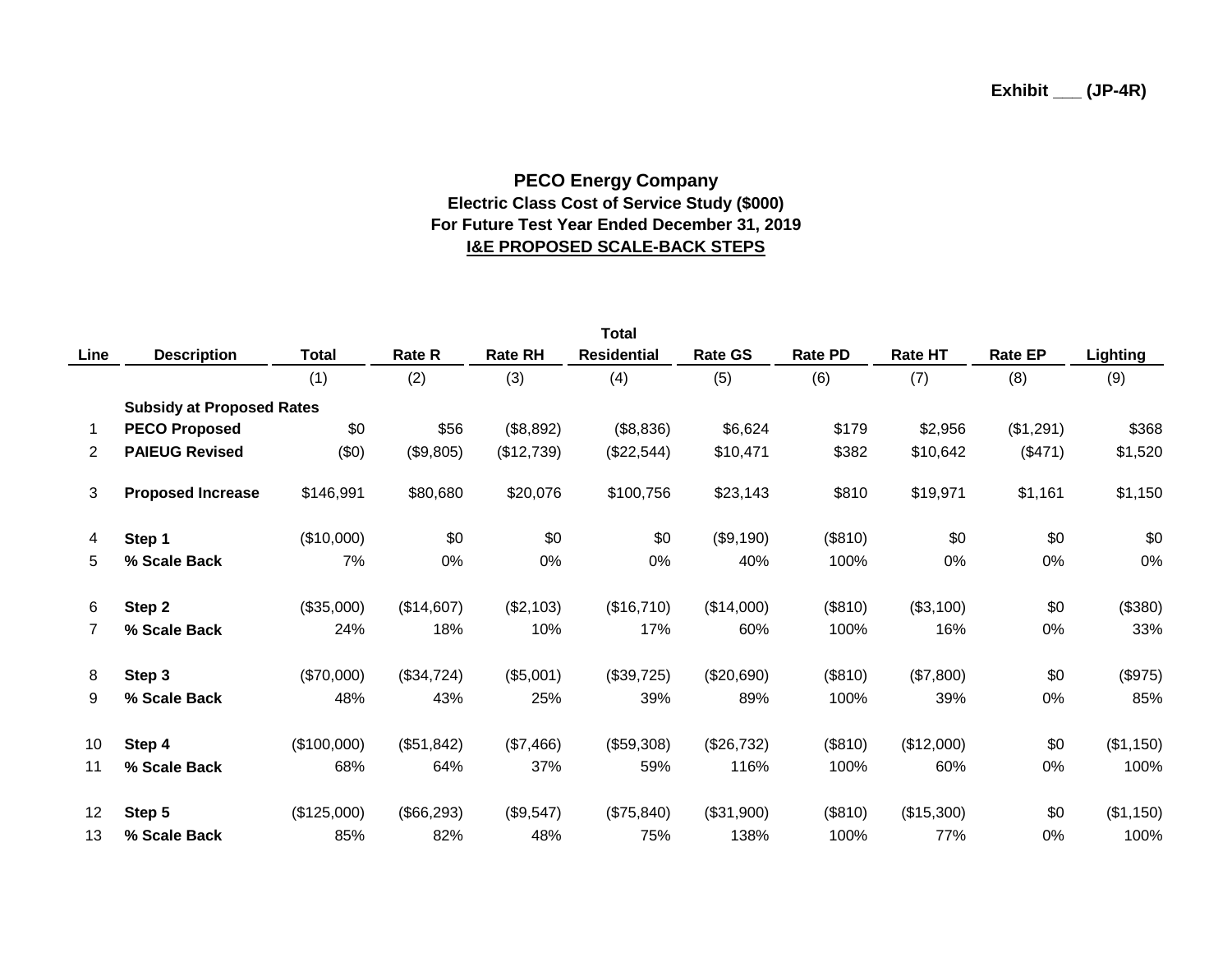**Exhibit ___ (JP-4R)**

## PECO Energy Company
### Electric Class Cost of Service Study ($000)
### For Future Test Year Ended December 31, 2019
### I&E PROPOSED SCALE-BACK STEPS

| Line | Description | Total | Rate R | Rate RH | Total Residential | Rate GS | Rate PD | Rate HT | Rate EP | Lighting |
|---|---|---|---|---|---|---|---|---|---|---|
| | | (1) | (2) | (3) | (4) | (5) | (6) | (7) | (8) | (9) |
| | **Subsidy at Proposed Rates** | | | | | | | | | |
| 1 | **PECO Proposed** | $0 | $56 | ($8,892) | ($8,836) | $6,624 | $179 | $2,956 | ($1,291) | $368 |
| 2 | **PAIEUG Revised** | ($0) | ($9,805) | ($12,739) | ($22,544) | $10,471 | $382 | $10,642 | ($471) | $1,520 |
| 3 | **Proposed Increase** | $146,991 | $80,680 | $20,076 | $100,756 | $23,143 | $810 | $19,971 | $1,161 | $1,150 |
| 4 | **Step 1** | ($10,000) | $0 | $0 | $0 | ($9,190) | ($810) | $0 | $0 | $0 |
| 5 | **% Scale Back** | 7% | 0% | 0% | 0% | 40% | 100% | 0% | 0% | 0% |
| 6 | **Step 2** | ($35,000) | ($14,607) | ($2,103) | ($16,710) | ($14,000) | ($810) | ($3,100) | $0 | ($380) |
| 7 | **% Scale Back** | 24% | 18% | 10% | 17% | 60% | 100% | 16% | 0% | 33% |
| 8 | **Step 3** | ($70,000) | ($34,724) | ($5,001) | ($39,725) | ($20,690) | ($810) | ($7,800) | $0 | ($975) |
| 9 | **% Scale Back** | 48% | 43% | 25% | 39% | 89% | 100% | 39% | 0% | 85% |
| 10 | **Step 4** | ($100,000) | ($51,842) | ($7,466) | ($59,308) | ($26,732) | ($810) | ($12,000) | $0 | ($1,150) |
| 11 | **% Scale Back** | 68% | 64% | 37% | 59% | 116% | 100% | 60% | 0% | 100% |
| 12 | **Step 5** | ($125,000) | ($66,293) | ($9,547) | ($75,840) | ($31,900) | ($810) | ($15,300) | $0 | ($1,150) |
| 13 | **% Scale Back** | 85% | 82% | 48% | 75% | 138% | 100% | 77% | 0% | 100% |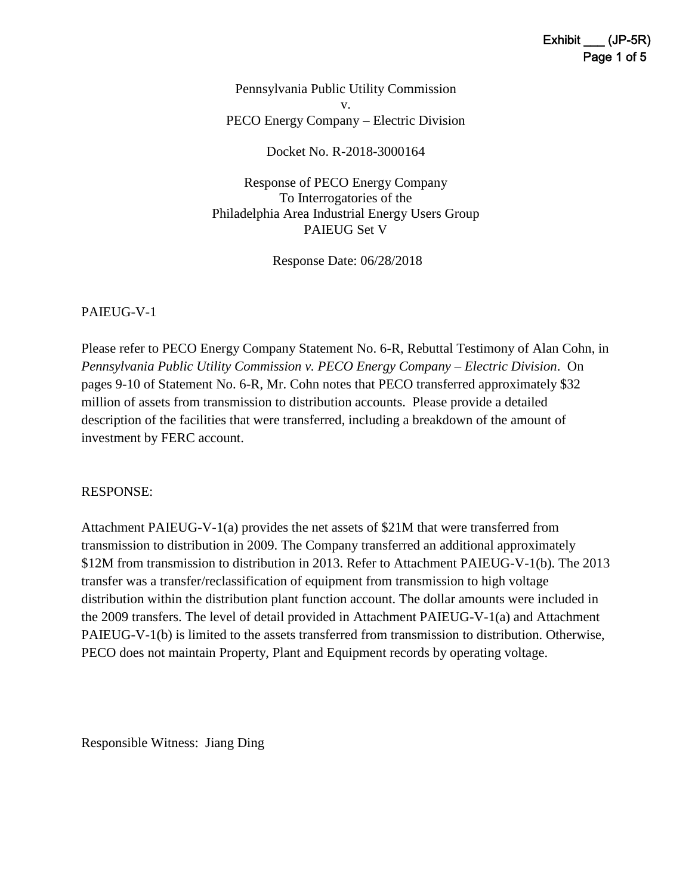Exhibit ___ (JP-5R)

Pennsylvania Public Utility Commission
v.
PECO Energy Company – Electric Division

Docket No. R-2018-3000164

Response of PECO Energy Company
To Interrogatories of the
Philadelphia Area Industrial Energy Users Group
PAIEUG Set V

Response Date: 06/28/2018

PAIEUG-V-1

Please refer to PECO Energy Company Statement No. 6-R, Rebuttal Testimony of Alan Cohn, in *Pennsylvania Public Utility Commission v. PECO Energy Company – Electric Division*. On pages 9-10 of Statement No. 6-R, Mr. Cohn notes that PECO transferred approximately $32 million of assets from transmission to distribution accounts. Please provide a detailed description of the facilities that were transferred, including a breakdown of the amount of investment by FERC account.

RESPONSE:

Attachment PAIEUG-V-1(a) provides the net assets of $21M that were transferred from transmission to distribution in 2009. The Company transferred an additional approximately $12M from transmission to distribution in 2013. Refer to Attachment PAIEUG-V-1(b). The 2013 transfer was a transfer/reclassification of equipment from transmission to high voltage distribution within the distribution plant function account. The dollar amounts were included in the 2009 transfers. The level of detail provided in Attachment PAIEUG-V-1(a) and Attachment PAIEUG-V-1(b) is limited to the assets transferred from transmission to distribution. Otherwise, PECO does not maintain Property, Plant and Equipment records by operating voltage.

Responsible Witness: Jiang Ding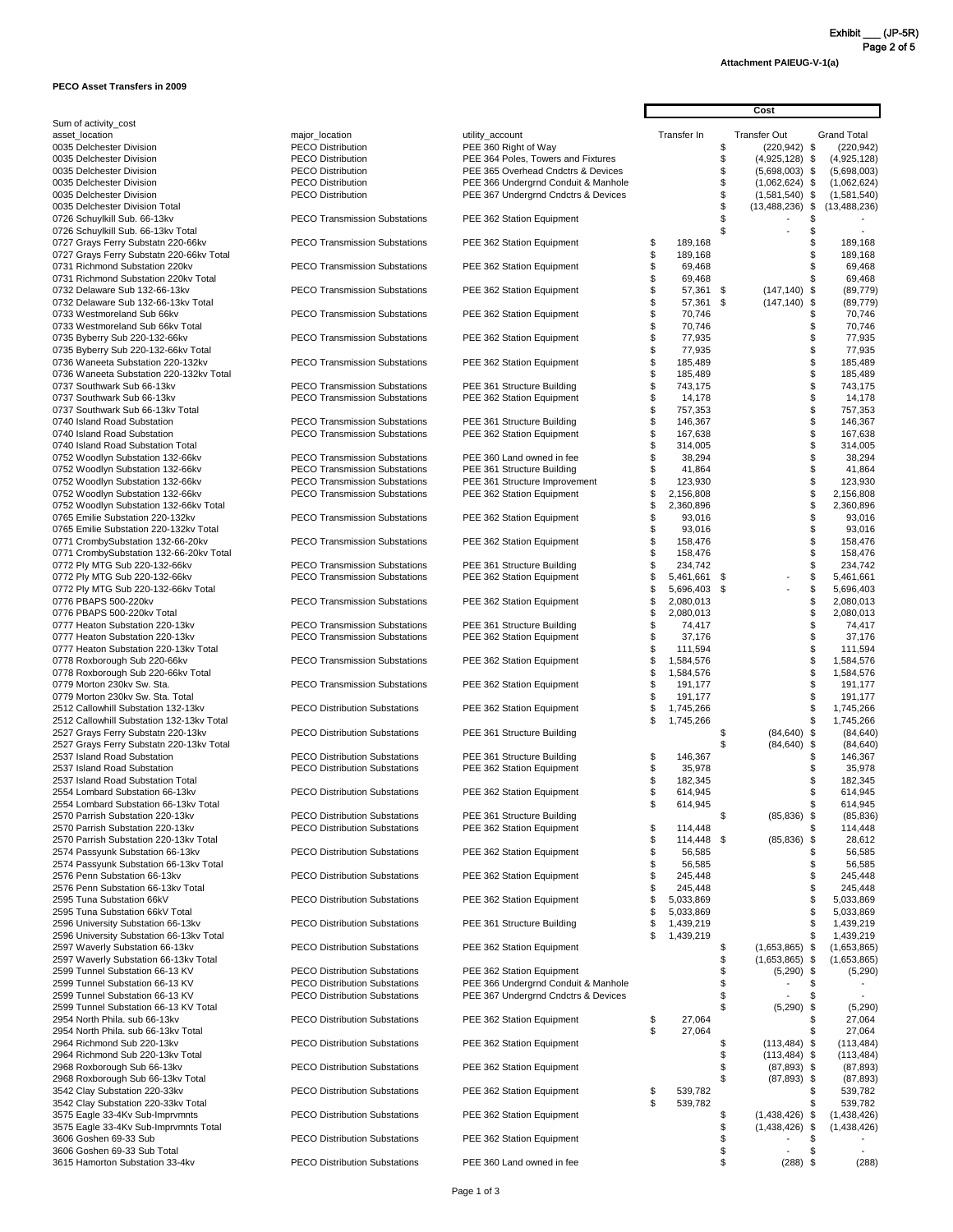Exhibit ___ (JP-5R)
Page 2 of 5

**Attachment PAIEUG-V-1(a)**

**PECO Asset Transfers in 2009**

| Sum of activity_cost | | | Cost | | |
|---|---|---|---|---|---|
| asset_location | major_location | utility_account | Transfer In | Transfer Out | Grand Total |
| 0035 Delchester Division | PECO Distribution | PEE 360 Right of Way | | $ (220,942) | $ (220,942) |
| 0035 Delchester Division | PECO Distribution | PEE 364 Poles, Towers and Fixtures | | $ (4,925,128) | $ (4,925,128) |
| 0035 Delchester Division | PECO Distribution | PEE 365 Overhead Cndctrs & Devices | | $ (5,698,003) | $ (5,698,003) |
| 0035 Delchester Division | PECO Distribution | PEE 366 Undergrnd Conduit & Manhole | | $ (1,062,624) | $ (1,062,624) |
| 0035 Delchester Division | PECO Distribution | PEE 367 Undergrnd Cndctrs & Devices | | $ (1,581,540) | $ (1,581,540) |
| 0035 Delchester Division Total | | | | $ (13,488,236) | $ (13,488,236) |
| 0726 Schuylkill Sub. 66-13kv | PECO Transmission Substations | PEE 362 Station Equipment | | $ - | $ - |
| 0726 Schuylkill Sub. 66-13kv Total | | | | $ - | $ - |
| 0727 Grays Ferry Substatn 220-66kv | PECO Transmission Substations | PEE 362 Station Equipment | $ 189,168 | | $ 189,168 |
| 0727 Grays Ferry Substatn 220-66kv Total | | | $ 189,168 | | $ 189,168 |
| 0731 Richmond Substation 220kv | PECO Transmission Substations | PEE 362 Station Equipment | $ 69,468 | | $ 69,468 |
| 0731 Richmond Substation 220kv Total | | | $ 69,468 | | $ 69,468 |
| 0732 Delaware Sub 132-66-13kv | PECO Transmission Substations | PEE 362 Station Equipment | $ 57,361 | $ (147,140) | $ (89,779) |
| 0732 Delaware Sub 132-66-13kv Total | | | $ 57,361 | $ (147,140) | $ (89,779) |
| 0733 Westmoreland Sub 66kv | PECO Transmission Substations | PEE 362 Station Equipment | $ 70,746 | | $ 70,746 |
| 0733 Westmoreland Sub 66kv Total | | | $ 70,746 | | $ 70,746 |
| 0735 Byberry Sub 220-132-66kv | PECO Transmission Substations | PEE 362 Station Equipment | $ 77,935 | | $ 77,935 |
| 0735 Byberry Sub 220-132-66kv Total | | | $ 77,935 | | $ 77,935 |
| 0736 Waneeta Substation 220-132kv | PECO Transmission Substations | PEE 362 Station Equipment | $ 185,489 | | $ 185,489 |
| 0736 Waneeta Substation 220-132kv Total | | | $ 185,489 | | $ 185,489 |
| 0737 Southwark Sub 66-13kv | PECO Transmission Substations | PEE 361 Structure Building | $ 743,175 | | $ 743,175 |
| 0737 Southwark Sub 66-13kv | PECO Transmission Substations | PEE 362 Station Equipment | $ 14,178 | | $ 14,178 |
| 0737 Southwark Sub 66-13kv Total | | | $ 757,353 | | $ 757,353 |
| 0740 Island Road Substation | PECO Transmission Substations | PEE 361 Structure Building | $ 146,367 | | $ 146,367 |
| 0740 Island Road Substation | PECO Transmission Substations | PEE 362 Station Equipment | $ 167,638 | | $ 167,638 |
| 0740 Island Road Substation Total | | | $ 314,005 | | $ 314,005 |
| 0752 Woodlyn Substation 132-66kv | PECO Transmission Substations | PEE 360 Land owned in fee | $ 38,294 | | $ 38,294 |
| 0752 Woodlyn Substation 132-66kv | PECO Transmission Substations | PEE 361 Structure Building | $ 41,864 | | $ 41,864 |
| 0752 Woodlyn Substation 132-66kv | PECO Transmission Substations | PEE 361 Structure Improvement | $ 123,930 | | $ 123,930 |
| 0752 Woodlyn Substation 132-66kv | PECO Transmission Substations | PEE 362 Station Equipment | $ 2,156,808 | | $ 2,156,808 |
| 0752 Woodlyn Substation 132-66kv Total | | | $ 2,360,896 | | $ 2,360,896 |
| 0765 Emilie Substation 220-132kv | PECO Transmission Substations | PEE 362 Station Equipment | $ 93,016 | | $ 93,016 |
| 0765 Emilie Substation 220-132kv Total | | | $ 93,016 | | $ 93,016 |
| 0771 CrombySubstation 132-66-20kv | PECO Transmission Substations | PEE 362 Station Equipment | $ 158,476 | | $ 158,476 |
| 0771 CrombySubstation 132-66-20kv Total | | | $ 158,476 | | $ 158,476 |
| 0772 Ply MTG Sub 220-132-66kv | PECO Transmission Substations | PEE 361 Structure Building | $ 234,742 | | $ 234,742 |
| 0772 Ply MTG Sub 220-132-66kv | PECO Transmission Substations | PEE 362 Station Equipment | $ 5,461,661 | $ - | $ 5,461,661 |
| 0772 Ply MTG Sub 220-132-66kv Total | | | $ 5,696,403 | $ - | $ 5,696,403 |
| 0776 PBAPS 500-220kv | PECO Transmission Substations | PEE 362 Station Equipment | $ 2,080,013 | | $ 2,080,013 |
| 0776 PBAPS 500-220kv Total | | | $ 2,080,013 | | $ 2,080,013 |
| 0777 Heaton Substation 220-13kv | PECO Transmission Substations | PEE 361 Structure Building | $ 74,417 | | $ 74,417 |
| 0777 Heaton Substation 220-13kv | PECO Transmission Substations | PEE 362 Station Equipment | $ 37,176 | | $ 37,176 |
| 0777 Heaton Substation 220-13kv Total | | | $ 111,594 | | $ 111,594 |
| 0778 Roxborough Sub 220-66kv | PECO Transmission Substations | PEE 362 Station Equipment | $ 1,584,576 | | $ 1,584,576 |
| 0778 Roxborough Sub 220-66kv Total | | | $ 1,584,576 | | $ 1,584,576 |
| 0779 Morton 230kv Sw. Sta. | PECO Transmission Substations | PEE 362 Station Equipment | $ 191,177 | | $ 191,177 |
| 0779 Morton 230kv Sw. Sta. Total | | | $ 191,177 | | $ 191,177 |
| 2512 Callowhill Substation 132-13kv | PECO Distribution Substations | PEE 362 Station Equipment | $ 1,745,266 | | $ 1,745,266 |
| 2512 Callowhill Substation 132-13kv Total | | | $ 1,745,266 | | $ 1,745,266 |
| 2527 Grays Ferry Substatn 220-13kv | PECO Distribution Substations | PEE 361 Structure Building | | $ (84,640) | $ (84,640) |
| 2527 Grays Ferry Substatn 220-13kv Total | | | | $ (84,640) | $ (84,640) |
| 2537 Island Road Substation | PECO Distribution Substations | PEE 361 Structure Building | $ 146,367 | | $ 146,367 |
| 2537 Island Road Substation | PECO Distribution Substations | PEE 362 Station Equipment | $ 35,978 | | $ 35,978 |
| 2537 Island Road Substation Total | | | $ 182,345 | | $ 182,345 |
| 2554 Lombard Substation 66-13kv | PECO Distribution Substations | PEE 362 Station Equipment | $ 614,945 | | $ 614,945 |
| 2554 Lombard Substation 66-13kv Total | | | $ 614,945 | | $ 614,945 |
| 2570 Parrish Substation 220-13kv | PECO Distribution Substations | PEE 361 Structure Building | | $ (85,836) | $ (85,836) |
| 2570 Parrish Substation 220-13kv | PECO Distribution Substations | PEE 362 Station Equipment | $ 114,448 | | $ 114,448 |
| 2570 Parrish Substation 220-13kv Total | | | $ 114,448 | $ (85,836) | $ 28,612 |
| 2574 Passyunk Substation 66-13kv | PECO Distribution Substations | PEE 362 Station Equipment | $ 56,585 | | $ 56,585 |
| 2574 Passyunk Substation 66-13kv Total | | | $ 56,585 | | $ 56,585 |
| 2576 Penn Substation 66-13kv | PECO Distribution Substations | PEE 362 Station Equipment | $ 245,448 | | $ 245,448 |
| 2576 Penn Substation 66-13kv Total | | | $ 245,448 | | $ 245,448 |
| 2595 Tuna Substation 66kV | PECO Distribution Substations | PEE 362 Station Equipment | $ 5,033,869 | | $ 5,033,869 |
| 2595 Tuna Substation 66kV Total | | | $ 5,033,869 | | $ 5,033,869 |
| 2596 University Substation 66-13kv | PECO Distribution Substations | PEE 361 Structure Building | $ 1,439,219 | | $ 1,439,219 |
| 2596 University Substation 66-13kv Total | | | $ 1,439,219 | | $ 1,439,219 |
| 2597 Waverly Substation 66-13kv | PECO Distribution Substations | PEE 362 Station Equipment | | $ (1,653,865) | $ (1,653,865) |
| 2597 Waverly Substation 66-13kv Total | | | | $ (1,653,865) | $ (1,653,865) |
| 2599 Tunnel Substation 66-13 KV | PECO Distribution Substations | PEE 362 Station Equipment | | $ (5,290) | $ (5,290) |
| 2599 Tunnel Substation 66-13 KV | PECO Distribution Substations | PEE 366 Undergrnd Conduit & Manhole | | $ - | $ - |
| 2599 Tunnel Substation 66-13 KV | PECO Distribution Substations | PEE 367 Undergrnd Cndctrs & Devices | | $ - | $ - |
| 2599 Tunnel Substation 66-13 KV Total | | | | $ (5,290) | $ (5,290) |
| 2954 North Phila. sub 66-13kv | PECO Distribution Substations | PEE 362 Station Equipment | $ 27,064 | | $ 27,064 |
| 2954 North Phila. sub 66-13kv Total | | | $ 27,064 | | $ 27,064 |
| 2964 Richmond Sub 220-13kv | PECO Distribution Substations | PEE 362 Station Equipment | | $ (113,484) | $ (113,484) |
| 2964 Richmond Sub 220-13kv Total | | | | $ (113,484) | $ (113,484) |
| 2968 Roxborough Sub 66-13kv | PECO Distribution Substations | PEE 362 Station Equipment | | $ (87,893) | $ (87,893) |
| 2968 Roxborough Sub 66-13kv Total | | | | $ (87,893) | $ (87,893) |
| 3542 Clay Substation 220-33kv | PECO Distribution Substations | PEE 362 Station Equipment | $ 539,782 | | $ 539,782 |
| 3542 Clay Substation 220-33kv Total | | | $ 539,782 | | $ 539,782 |
| 3575 Eagle 33-4Kv Sub-Imprvmnts | PECO Distribution Substations | PEE 362 Station Equipment | | $ (1,438,426) | $ (1,438,426) |
| 3575 Eagle 33-4Kv Sub-Imprvmnts Total | | | | $ (1,438,426) | $ (1,438,426) |
| 3606 Goshen 69-33 Sub | PECO Distribution Substations | PEE 362 Station Equipment | | $ - | $ - |
| 3606 Goshen 69-33 Sub Total | | | | $ - | $ - |
| 3615 Hamorton Substation 33-4kv | PECO Distribution Substations | PEE 360 Land owned in fee | | $ (288) | $ (288) |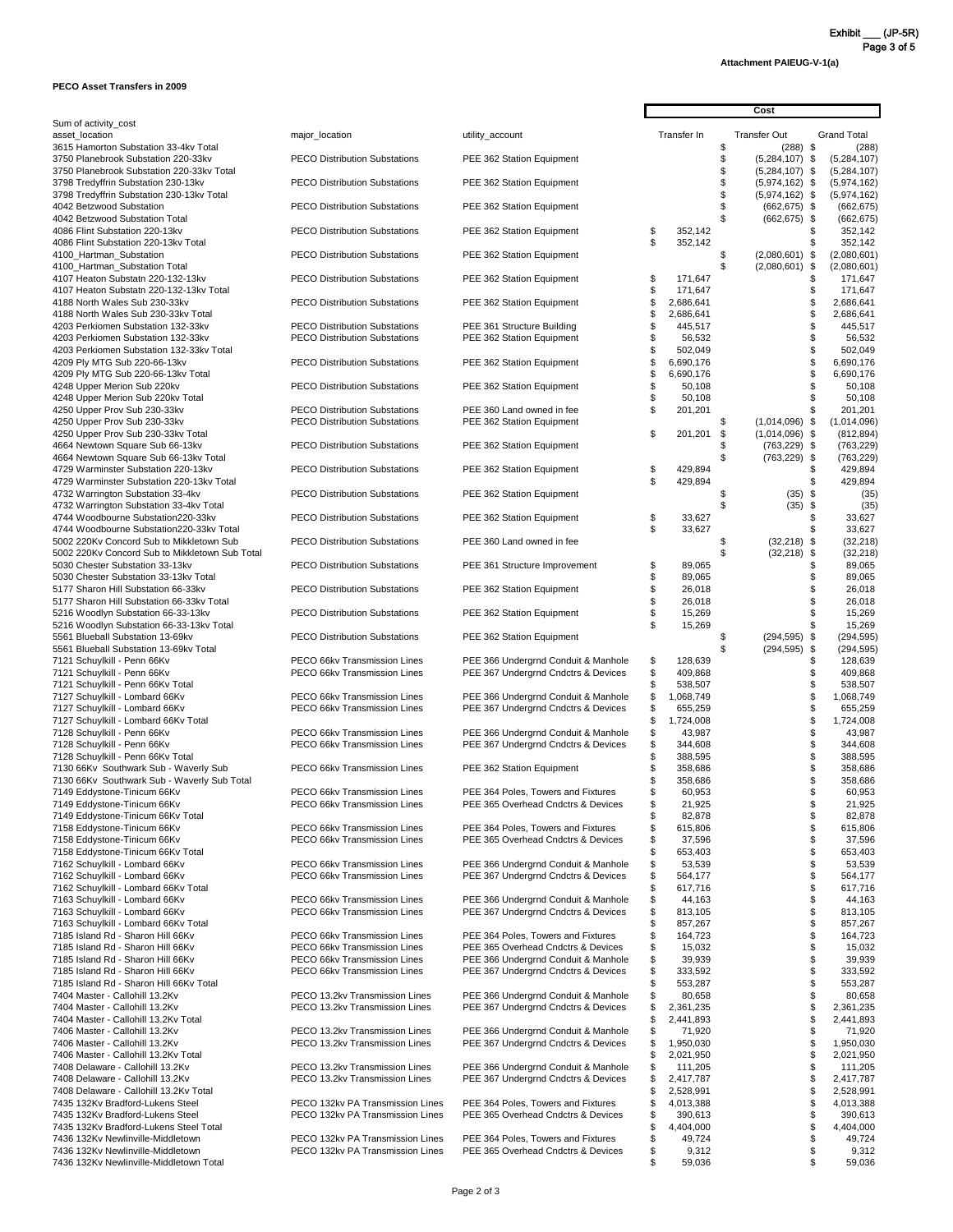Exhibit ___ (JP-5R)
Page 3 of 5

**Attachment PAIEUG-V-1(a)**

**PECO Asset Transfers in 2009**

| Sum of activity_cost | | | Cost | | |
|---|---|---|---|---|---|
| asset_location | major_location | utility_account | Transfer In | Transfer Out | Grand Total |
| 3615 Hamorton Substation 33-4kv Total | | | | $ (288) | $ (288) |
| 3750 Planebrook Substation 220-33kv | PECO Distribution Substations | PEE 362 Station Equipment | | $ (5,284,107) | $ (5,284,107) |
| 3750 Planebrook Substation 220-33kv Total | | | | $ (5,284,107) | $ (5,284,107) |
| 3798 Tredyffrin Substation 230-13kv | PECO Distribution Substations | PEE 362 Station Equipment | | $ (5,974,162) | $ (5,974,162) |
| 3798 Tredyffrin Substation 230-13kv Total | | | | $ (5,974,162) | $ (5,974,162) |
| 4042 Betzwood Substation | PECO Distribution Substations | PEE 362 Station Equipment | | $ (662,675) | $ (662,675) |
| 4042 Betzwood Substation Total | | | | $ (662,675) | $ (662,675) |
| 4086 Flint Substation 220-13kv | PECO Distribution Substations | PEE 362 Station Equipment | $ 352,142 | | $ 352,142 |
| 4086 Flint Substation 220-13kv Total | | | $ 352,142 | | $ 352,142 |
| 4100_Hartman_Substation | PECO Distribution Substations | PEE 362 Station Equipment | | $ (2,080,601) | $ (2,080,601) |
| 4100_Hartman_Substation Total | | | | $ (2,080,601) | $ (2,080,601) |
| 4107 Heaton Substatn 220-132-13kv | PECO Distribution Substations | PEE 362 Station Equipment | $ 171,647 | | $ 171,647 |
| 4107 Heaton Substatn 220-132-13kv Total | | | $ 171,647 | | $ 171,647 |
| 4188 North Wales Sub 230-33kv | PECO Distribution Substations | PEE 362 Station Equipment | $ 2,686,641 | | $ 2,686,641 |
| 4188 North Wales Sub 230-33kv Total | | | $ 2,686,641 | | $ 2,686,641 |
| 4203 Perkiomen Substation 132-33kv | PECO Distribution Substations | PEE 361 Structure Building | $ 445,517 | | $ 445,517 |
| 4203 Perkiomen Substation 132-33kv | PECO Distribution Substations | PEE 362 Station Equipment | $ 56,532 | | $ 56,532 |
| 4203 Perkiomen Substation 132-33kv Total | | | $ 502,049 | | $ 502,049 |
| 4209 Ply MTG Sub 220-66-13kv | PECO Distribution Substations | PEE 362 Station Equipment | $ 6,690,176 | | $ 6,690,176 |
| 4209 Ply MTG Sub 220-66-13kv Total | | | $ 6,690,176 | | $ 6,690,176 |
| 4248 Upper Merion Sub 220kv | PECO Distribution Substations | PEE 362 Station Equipment | $ 50,108 | | $ 50,108 |
| 4248 Upper Merion Sub 220kv Total | | | $ 50,108 | | $ 50,108 |
| 4250 Upper Prov Sub 230-33kv | PECO Distribution Substations | PEE 360 Land owned in fee | $ 201,201 | | $ 201,201 |
| 4250 Upper Prov Sub 230-33kv | PECO Distribution Substations | PEE 362 Station Equipment | | $ (1,014,096) | $ (1,014,096) |
| 4250 Upper Prov Sub 230-33kv Total | | | $ 201,201 | $ (1,014,096) | $ (812,894) |
| 4664 Newtown Square Sub 66-13kv | PECO Distribution Substations | PEE 362 Station Equipment | | $ (763,229) | $ (763,229) |
| 4664 Newtown Square Sub 66-13kv Total | | | | $ (763,229) | $ (763,229) |
| 4729 Warminster Substation 220-13kv | PECO Distribution Substations | PEE 362 Station Equipment | $ 429,894 | | $ 429,894 |
| 4729 Warminster Substation 220-13kv Total | | | $ 429,894 | | $ 429,894 |
| 4732 Warrington Substation 33-4kv | PECO Distribution Substations | PEE 362 Station Equipment | | $ (35) | $ (35) |
| 4732 Warrington Substation 33-4kv Total | | | | $ (35) | $ (35) |
| 4744 Woodbourne Substation220-33kv | PECO Distribution Substations | PEE 362 Station Equipment | $ 33,627 | | $ 33,627 |
| 4744 Woodbourne Substation220-33kv Total | | | $ 33,627 | | $ 33,627 |
| 5002 220Kv Concord Sub to Mikkletown Sub | PECO Distribution Substations | PEE 360 Land owned in fee | | $ (32,218) | $ (32,218) |
| 5002 220Kv Concord Sub to Mikkletown Sub Total | | | | $ (32,218) | $ (32,218) |
| 5030 Chester Substation 33-13kv | PECO Distribution Substations | PEE 361 Structure Improvement | $ 89,065 | | $ 89,065 |
| 5030 Chester Substation 33-13kv Total | | | $ 89,065 | | $ 89,065 |
| 5177 Sharon Hill Substation 66-33kv | PECO Distribution Substations | PEE 362 Station Equipment | $ 26,018 | | $ 26,018 |
| 5177 Sharon Hill Substation 66-33kv Total | | | $ 26,018 | | $ 26,018 |
| 5216 Woodlyn Substation 66-33-13kv | PECO Distribution Substations | PEE 362 Station Equipment | $ 15,269 | | $ 15,269 |
| 5216 Woodlyn Substation 66-33-13kv Total | | | $ 15,269 | | $ 15,269 |
| 5561 Blueball Substation 13-69kv | PECO Distribution Substations | PEE 362 Station Equipment | | $ (294,595) | $ (294,595) |
| 5561 Blueball Substation 13-69kv Total | | | | $ (294,595) | $ (294,595) |
| 7121 Schuylkill - Penn 66Kv | PECO 66kv Transmission Lines | PEE 366 Undergrnd Conduit & Manhole | $ 128,639 | | $ 128,639 |
| 7121 Schuylkill - Penn 66Kv | PECO 66kv Transmission Lines | PEE 367 Undergrnd Cndctrs & Devices | $ 409,868 | | $ 409,868 |
| 7121 Schuylkill - Penn 66Kv Total | | | $ 538,507 | | $ 538,507 |
| 7127 Schuylkill - Lombard 66Kv | PECO 66kv Transmission Lines | PEE 366 Undergrnd Conduit & Manhole | $ 1,068,749 | | $ 1,068,749 |
| 7127 Schuylkill - Lombard 66Kv | PECO 66kv Transmission Lines | PEE 367 Undergrnd Cndctrs & Devices | $ 655,259 | | $ 655,259 |
| 7127 Schuylkill - Lombard 66Kv Total | | | $ 1,724,008 | | $ 1,724,008 |
| 7128 Schuylkill - Penn 66Kv | PECO 66kv Transmission Lines | PEE 366 Undergrnd Conduit & Manhole | $ 43,987 | | $ 43,987 |
| 7128 Schuylkill - Penn 66Kv | PECO 66kv Transmission Lines | PEE 367 Undergrnd Cndctrs & Devices | $ 344,608 | | $ 344,608 |
| 7128 Schuylkill - Penn 66Kv Total | | | $ 388,595 | | $ 388,595 |
| 7130 66Kv Southwark Sub - Waverly Sub | PECO 66kv Transmission Lines | PEE 362 Station Equipment | $ 358,686 | | $ 358,686 |
| 7130 66Kv Southwark Sub - Waverly Sub Total | | | $ 358,686 | | $ 358,686 |
| 7149 Eddystone-Tinicum 66Kv | PECO 66kv Transmission Lines | PEE 364 Poles, Towers and Fixtures | $ 60,953 | | $ 60,953 |
| 7149 Eddystone-Tinicum 66Kv | PECO 66kv Transmission Lines | PEE 365 Overhead Cndctrs & Devices | $ 21,925 | | $ 21,925 |
| 7149 Eddystone-Tinicum 66Kv Total | | | $ 82,878 | | $ 82,878 |
| 7158 Eddystone-Tinicum 66Kv | PECO 66kv Transmission Lines | PEE 364 Poles, Towers and Fixtures | $ 615,806 | | $ 615,806 |
| 7158 Eddystone-Tinicum 66Kv | PECO 66kv Transmission Lines | PEE 365 Overhead Cndctrs & Devices | $ 37,596 | | $ 37,596 |
| 7158 Eddystone-Tinicum 66Kv Total | | | $ 653,403 | | $ 653,403 |
| 7162 Schuylkill - Lombard 66Kv | PECO 66kv Transmission Lines | PEE 366 Undergrnd Conduit & Manhole | $ 53,539 | | $ 53,539 |
| 7162 Schuylkill - Lombard 66Kv | PECO 66kv Transmission Lines | PEE 367 Undergrnd Cndctrs & Devices | $ 564,177 | | $ 564,177 |
| 7162 Schuylkill - Lombard 66Kv Total | | | $ 617,716 | | $ 617,716 |
| 7163 Schuylkill - Lombard 66Kv | PECO 66kv Transmission Lines | PEE 366 Undergrnd Conduit & Manhole | $ 44,163 | | $ 44,163 |
| 7163 Schuylkill - Lombard 66Kv | PECO 66kv Transmission Lines | PEE 367 Undergrnd Cndctrs & Devices | $ 813,105 | | $ 813,105 |
| 7163 Schuylkill - Lombard 66Kv Total | | | $ 857,267 | | $ 857,267 |
| 7185 Island Rd - Sharon Hill 66Kv | PECO 66kv Transmission Lines | PEE 364 Poles, Towers and Fixtures | $ 164,723 | | $ 164,723 |
| 7185 Island Rd - Sharon Hill 66Kv | PECO 66kv Transmission Lines | PEE 365 Overhead Cndctrs & Devices | $ 15,032 | | $ 15,032 |
| 7185 Island Rd - Sharon Hill 66Kv | PECO 66kv Transmission Lines | PEE 366 Undergrnd Conduit & Manhole | $ 39,939 | | $ 39,939 |
| 7185 Island Rd - Sharon Hill 66Kv | PECO 66kv Transmission Lines | PEE 367 Undergrnd Cndctrs & Devices | $ 333,592 | | $ 333,592 |
| 7185 Island Rd - Sharon Hill 66Kv Total | | | $ 553,287 | | $ 553,287 |
| 7404 Master - Callohill 13.2Kv | PECO 13.2kv Transmission Lines | PEE 366 Undergrnd Conduit & Manhole | $ 80,658 | | $ 80,658 |
| 7404 Master - Callohill 13.2Kv | PECO 13.2kv Transmission Lines | PEE 367 Undergrnd Cndctrs & Devices | $ 2,361,235 | | $ 2,361,235 |
| 7404 Master - Callohill 13.2Kv Total | | | $ 2,441,893 | | $ 2,441,893 |
| 7406 Master - Callohill 13.2Kv | PECO 13.2kv Transmission Lines | PEE 366 Undergrnd Conduit & Manhole | $ 71,920 | | $ 71,920 |
| 7406 Master - Callohill 13.2Kv | PECO 13.2kv Transmission Lines | PEE 367 Undergrnd Cndctrs & Devices | $ 1,950,030 | | $ 1,950,030 |
| 7406 Master - Callohill 13.2Kv Total | | | $ 2,021,950 | | $ 2,021,950 |
| 7408 Delaware - Callohill 13.2Kv | PECO 13.2kv Transmission Lines | PEE 366 Undergrnd Conduit & Manhole | $ 111,205 | | $ 111,205 |
| 7408 Delaware - Callohill 13.2Kv | PECO 13.2kv Transmission Lines | PEE 367 Undergrnd Cndctrs & Devices | $ 2,417,787 | | $ 2,417,787 |
| 7408 Delaware - Callohill 13.2Kv Total | | | $ 2,528,991 | | $ 2,528,991 |
| 7435 132Kv Bradford-Lukens Steel | PECO 132kv PA Transmission Lines | PEE 364 Poles, Towers and Fixtures | $ 4,013,388 | | $ 4,013,388 |
| 7435 132Kv Bradford-Lukens Steel | PECO 132kv PA Transmission Lines | PEE 365 Overhead Cndctrs & Devices | $ 390,613 | | $ 390,613 |
| 7435 132Kv Bradford-Lukens Steel Total | | | $ 4,404,000 | | $ 4,404,000 |
| 7436 132Kv Newlinville-Middletown | PECO 132kv PA Transmission Lines | PEE 364 Poles, Towers and Fixtures | $ 49,724 | | $ 49,724 |
| 7436 132Kv Newlinville-Middletown | PECO 132kv PA Transmission Lines | PEE 365 Overhead Cndctrs & Devices | $ 9,312 | | $ 9,312 |
| 7436 132Kv Newlinville-Middletown Total | | | $ 59,036 | | $ 59,036 |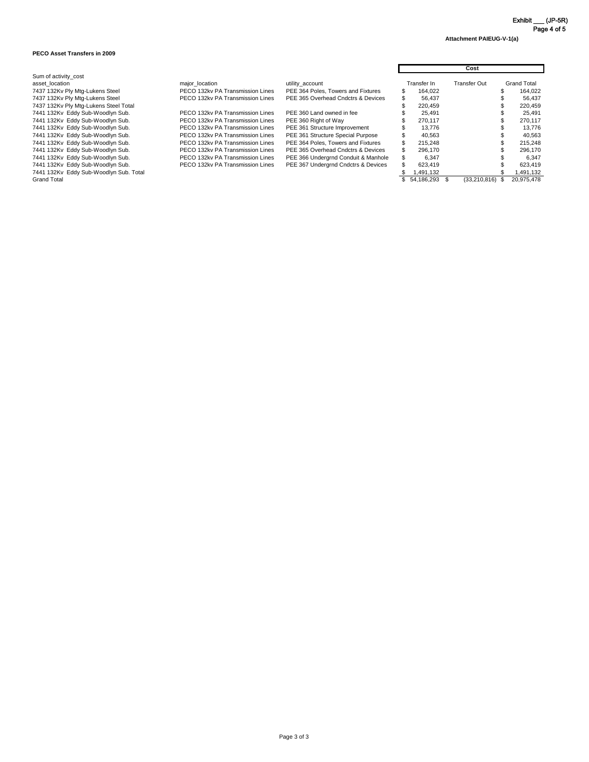Exhibit ___ (JP-5R)
Page 4 of 5

**Attachment PAIEUG-V-1(a)**

**PECO Asset Transfers in 2009**

| Sum of activity_cost | | | **Cost** | | |
|---|---|---|---|---|---|
| asset_location | major_location | utility_account | Transfer In | Transfer Out | Grand Total |
| 7437 132Kv Ply Mtg-Lukens Steel | PECO 132kv PA Transmission Lines | PEE 364 Poles, Towers and Fixtures | $ 164,022 | | $ 164,022 |
| 7437 132Kv Ply Mtg-Lukens Steel | PECO 132kv PA Transmission Lines | PEE 365 Overhead Cndctrs & Devices | $ 56,437 | | $ 56,437 |
| 7437 132Kv Ply Mtg-Lukens Steel Total | | | $ 220,459 | | $ 220,459 |
| 7441 132Kv Eddy Sub-Woodlyn Sub. | PECO 132kv PA Transmission Lines | PEE 360 Land owned in fee | $ 25,491 | | $ 25,491 |
| 7441 132Kv Eddy Sub-Woodlyn Sub. | PECO 132kv PA Transmission Lines | PEE 360 Right of Way | $ 270,117 | | $ 270,117 |
| 7441 132Kv Eddy Sub-Woodlyn Sub. | PECO 132kv PA Transmission Lines | PEE 361 Structure Improvement | $ 13,776 | | $ 13,776 |
| 7441 132Kv Eddy Sub-Woodlyn Sub. | PECO 132kv PA Transmission Lines | PEE 361 Structure Special Purpose | $ 40,563 | | $ 40,563 |
| 7441 132Kv Eddy Sub-Woodlyn Sub. | PECO 132kv PA Transmission Lines | PEE 364 Poles, Towers and Fixtures | $ 215,248 | | $ 215,248 |
| 7441 132Kv Eddy Sub-Woodlyn Sub. | PECO 132kv PA Transmission Lines | PEE 365 Overhead Cndctrs & Devices | $ 296,170 | | $ 296,170 |
| 7441 132Kv Eddy Sub-Woodlyn Sub. | PECO 132kv PA Transmission Lines | PEE 366 Undergrnd Conduit & Manhole | $ 6,347 | | $ 6,347 |
| 7441 132Kv Eddy Sub-Woodlyn Sub. | PECO 132kv PA Transmission Lines | PEE 367 Undergrnd Cndctrs & Devices | $ 623,419 | | $ 623,419 |
| 7441 132Kv Eddy Sub-Woodlyn Sub. Total | | | $ 1,491,132 | | $ 1,491,132 |
| Grand Total | | | $ 54,186,293 | $ (33,210,816) | $ 20,975,478 |

Page 3 of 3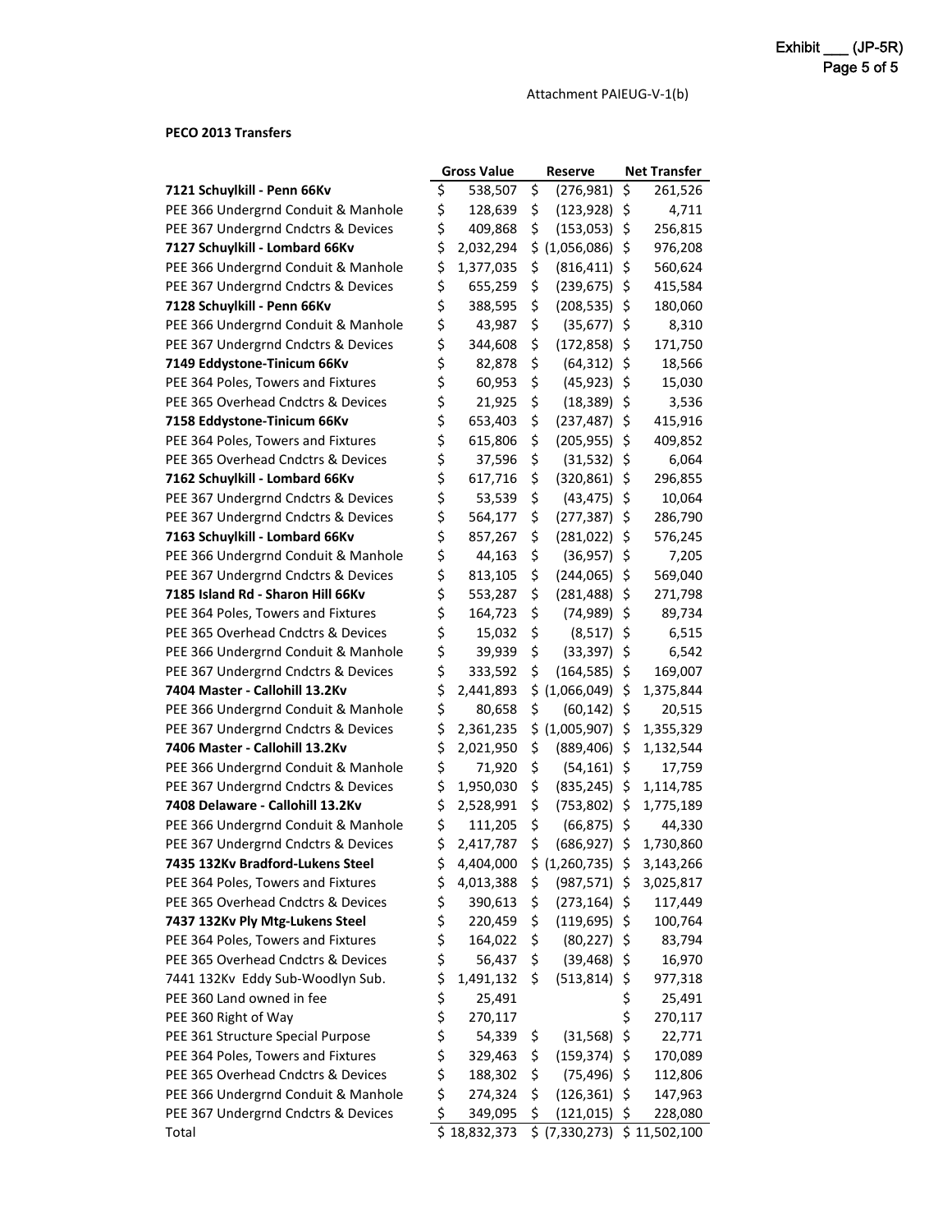Exhibit ___ (JP-5R)
Page 5 of 5

Attachment PAIEUG-V-1(b)

**PECO 2013 Transfers**

| | Gross Value | Reserve | Net Transfer |
|---|---|---|---|
| **7121 Schuylkill - Penn 66Kv** | $ 538,507 | $ (276,981) | $ 261,526 |
| PEE 366 Undergrnd Conduit & Manhole | $ 128,639 | $ (123,928) | $ 4,711 |
| PEE 367 Undergrnd Cndctrs & Devices | $ 409,868 | $ (153,053) | $ 256,815 |
| **7127 Schuylkill - Lombard 66Kv** | $ 2,032,294 | $ (1,056,086) | $ 976,208 |
| PEE 366 Undergrnd Conduit & Manhole | $ 1,377,035 | $ (816,411) | $ 560,624 |
| PEE 367 Undergrnd Cndctrs & Devices | $ 655,259 | $ (239,675) | $ 415,584 |
| **7128 Schuylkill - Penn 66Kv** | $ 388,595 | $ (208,535) | $ 180,060 |
| PEE 366 Undergrnd Conduit & Manhole | $ 43,987 | $ (35,677) | $ 8,310 |
| PEE 367 Undergrnd Cndctrs & Devices | $ 344,608 | $ (172,858) | $ 171,750 |
| **7149 Eddystone-Tinicum 66Kv** | $ 82,878 | $ (64,312) | $ 18,566 |
| PEE 364 Poles, Towers and Fixtures | $ 60,953 | $ (45,923) | $ 15,030 |
| PEE 365 Overhead Cndctrs & Devices | $ 21,925 | $ (18,389) | $ 3,536 |
| **7158 Eddystone-Tinicum 66Kv** | $ 653,403 | $ (237,487) | $ 415,916 |
| PEE 364 Poles, Towers and Fixtures | $ 615,806 | $ (205,955) | $ 409,852 |
| PEE 365 Overhead Cndctrs & Devices | $ 37,596 | $ (31,532) | $ 6,064 |
| **7162 Schuylkill - Lombard 66Kv** | $ 617,716 | $ (320,861) | $ 296,855 |
| PEE 367 Undergrnd Cndctrs & Devices | $ 53,539 | $ (43,475) | $ 10,064 |
| PEE 367 Undergrnd Cndctrs & Devices | $ 564,177 | $ (277,387) | $ 286,790 |
| **7163 Schuylkill - Lombard 66Kv** | $ 857,267 | $ (281,022) | $ 576,245 |
| PEE 366 Undergrnd Conduit & Manhole | $ 44,163 | $ (36,957) | $ 7,205 |
| PEE 367 Undergrnd Cndctrs & Devices | $ 813,105 | $ (244,065) | $ 569,040 |
| **7185 Island Rd - Sharon Hill 66Kv** | $ 553,287 | $ (281,488) | $ 271,798 |
| PEE 364 Poles, Towers and Fixtures | $ 164,723 | $ (74,989) | $ 89,734 |
| PEE 365 Overhead Cndctrs & Devices | $ 15,032 | $ (8,517) | $ 6,515 |
| PEE 366 Undergrnd Conduit & Manhole | $ 39,939 | $ (33,397) | $ 6,542 |
| PEE 367 Undergrnd Cndctrs & Devices | $ 333,592 | $ (164,585) | $ 169,007 |
| **7404 Master - Callohill 13.2Kv** | $ 2,441,893 | $ (1,066,049) | $ 1,375,844 |
| PEE 366 Undergrnd Conduit & Manhole | $ 80,658 | $ (60,142) | $ 20,515 |
| PEE 367 Undergrnd Cndctrs & Devices | $ 2,361,235 | $ (1,005,907) | $ 1,355,329 |
| **7406 Master - Callohill 13.2Kv** | $ 2,021,950 | $ (889,406) | $ 1,132,544 |
| PEE 366 Undergrnd Conduit & Manhole | $ 71,920 | $ (54,161) | $ 17,759 |
| PEE 367 Undergrnd Cndctrs & Devices | $ 1,950,030 | $ (835,245) | $ 1,114,785 |
| **7408 Delaware - Callohill 13.2Kv** | $ 2,528,991 | $ (753,802) | $ 1,775,189 |
| PEE 366 Undergrnd Conduit & Manhole | $ 111,205 | $ (66,875) | $ 44,330 |
| PEE 367 Undergrnd Cndctrs & Devices | $ 2,417,787 | $ (686,927) | $ 1,730,860 |
| **7435 132Kv Bradford-Lukens Steel** | $ 4,404,000 | $ (1,260,735) | $ 3,143,266 |
| PEE 364 Poles, Towers and Fixtures | $ 4,013,388 | $ (987,571) | $ 3,025,817 |
| PEE 365 Overhead Cndctrs & Devices | $ 390,613 | $ (273,164) | $ 117,449 |
| **7437 132Kv Ply Mtg-Lukens Steel** | $ 220,459 | $ (119,695) | $ 100,764 |
| PEE 364 Poles, Towers and Fixtures | $ 164,022 | $ (80,227) | $ 83,794 |
| PEE 365 Overhead Cndctrs & Devices | $ 56,437 | $ (39,468) | $ 16,970 |
| 7441 132Kv Eddy Sub-Woodlyn Sub. | $ 1,491,132 | $ (513,814) | $ 977,318 |
| PEE 360 Land owned in fee | $ 25,491 | | $ 25,491 |
| PEE 360 Right of Way | $ 270,117 | | $ 270,117 |
| PEE 361 Structure Special Purpose | $ 54,339 | $ (31,568) | $ 22,771 |
| PEE 364 Poles, Towers and Fixtures | $ 329,463 | $ (159,374) | $ 170,089 |
| PEE 365 Overhead Cndctrs & Devices | $ 188,302 | $ (75,496) | $ 112,806 |
| PEE 366 Undergrnd Conduit & Manhole | $ 274,324 | $ (126,361) | $ 147,963 |
| PEE 367 Undergrnd Cndctrs & Devices | $ 349,095 | $ (121,015) | $ 228,080 |
| Total | $ 18,832,373 | $ (7,330,273) | $ 11,502,100 |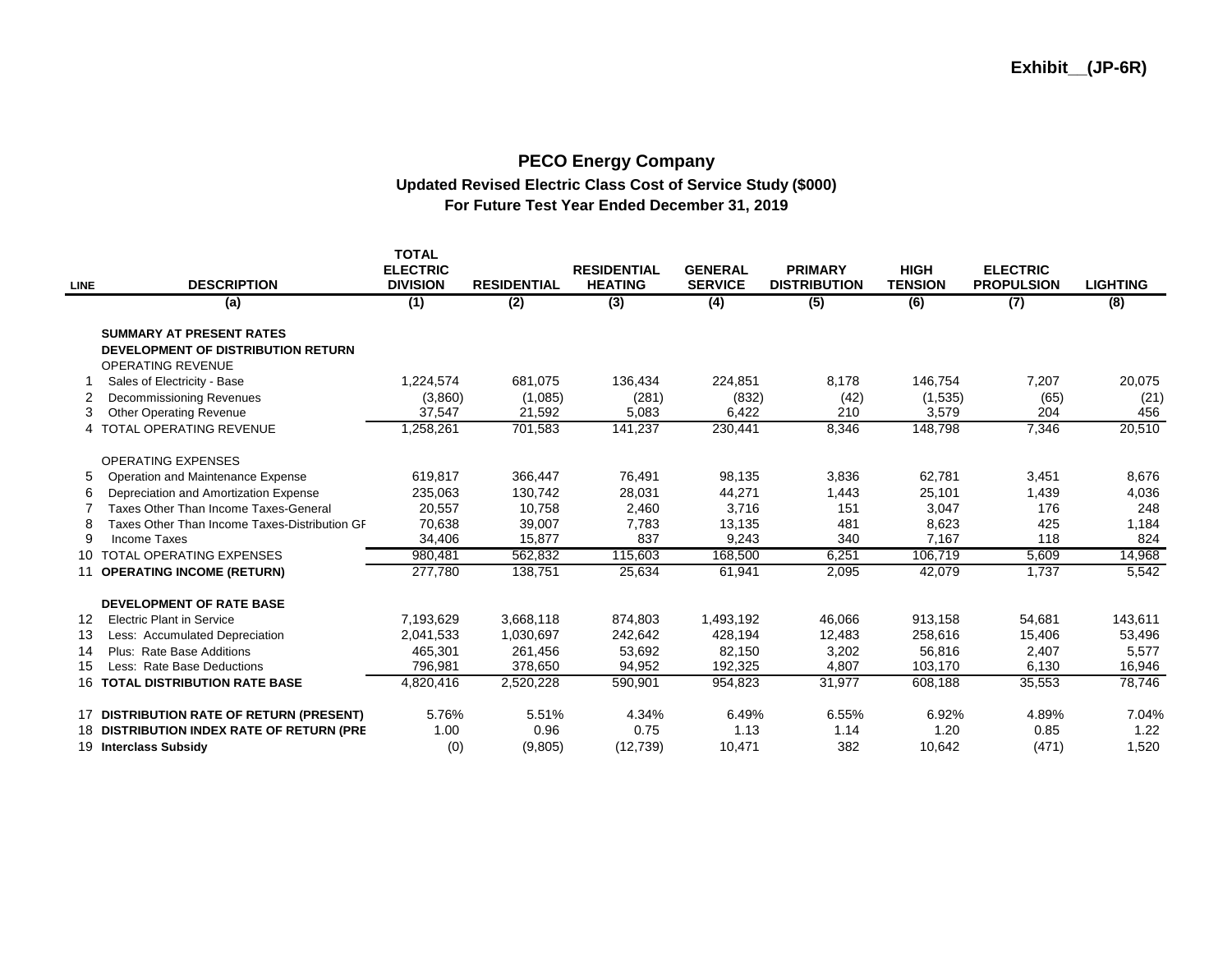Exhibit__(JP-6R)

# PECO Energy Company

## Updated Revised Electric Class Cost of Service Study ($000)

## For Future Test Year Ended December 31, 2019

| LINE | DESCRIPTION | TOTAL ELECTRIC DIVISION | RESIDENTIAL | RESIDENTIAL HEATING | GENERAL SERVICE | PRIMARY DISTRIBUTION | HIGH TENSION | ELECTRIC PROPULSION | LIGHTING |
|---|---|---|---|---|---|---|---|---|---|
| | (a) | (1) | (2) | (3) | (4) | (5) | (6) | (7) | (8) |
| | **SUMMARY AT PRESENT RATES** | | | | | | | | |
| | **DEVELOPMENT OF DISTRIBUTION RETURN** | | | | | | | | |
| | OPERATING REVENUE | | | | | | | | |
| 1 | Sales of Electricity - Base | 1,224,574 | 681,075 | 136,434 | 224,851 | 8,178 | 146,754 | 7,207 | 20,075 |
| 2 | Decommissioning Revenues | (3,860) | (1,085) | (281) | (832) | (42) | (1,535) | (65) | (21) |
| 3 | Other Operating Revenue | 37,547 | 21,592 | 5,083 | 6,422 | 210 | 3,579 | 204 | 456 |
| 4 | TOTAL OPERATING REVENUE | 1,258,261 | 701,583 | 141,237 | 230,441 | 8,346 | 148,798 | 7,346 | 20,510 |
| | OPERATING EXPENSES | | | | | | | | |
| 5 | Operation and Maintenance Expense | 619,817 | 366,447 | 76,491 | 98,135 | 3,836 | 62,781 | 3,451 | 8,676 |
| 6 | Depreciation and Amortization Expense | 235,063 | 130,742 | 28,031 | 44,271 | 1,443 | 25,101 | 1,439 | 4,036 |
| 7 | Taxes Other Than Income Taxes-General | 20,557 | 10,758 | 2,460 | 3,716 | 151 | 3,047 | 176 | 248 |
| 8 | Taxes Other Than Income Taxes-Distribution GF | 70,638 | 39,007 | 7,783 | 13,135 | 481 | 8,623 | 425 | 1,184 |
| 9 | Income Taxes | 34,406 | 15,877 | 837 | 9,243 | 340 | 7,167 | 118 | 824 |
| 10 | TOTAL OPERATING EXPENSES | 980,481 | 562,832 | 115,603 | 168,500 | 6,251 | 106,719 | 5,609 | 14,968 |
| 11 | **OPERATING INCOME (RETURN)** | 277,780 | 138,751 | 25,634 | 61,941 | 2,095 | 42,079 | 1,737 | 5,542 |
| | **DEVELOPMENT OF RATE BASE** | | | | | | | | |
| 12 | Electric Plant in Service | 7,193,629 | 3,668,118 | 874,803 | 1,493,192 | 46,066 | 913,158 | 54,681 | 143,611 |
| 13 | Less: Accumulated Depreciation | 2,041,533 | 1,030,697 | 242,642 | 428,194 | 12,483 | 258,616 | 15,406 | 53,496 |
| 14 | Plus: Rate Base Additions | 465,301 | 261,456 | 53,692 | 82,150 | 3,202 | 56,816 | 2,407 | 5,577 |
| 15 | Less: Rate Base Deductions | 796,981 | 378,650 | 94,952 | 192,325 | 4,807 | 103,170 | 6,130 | 16,946 |
| 16 | **TOTAL DISTRIBUTION RATE BASE** | 4,820,416 | 2,520,228 | 590,901 | 954,823 | 31,977 | 608,188 | 35,553 | 78,746 |
| 17 | **DISTRIBUTION RATE OF RETURN (PRESENT)** | 5.76% | 5.51% | 4.34% | 6.49% | 6.55% | 6.92% | 4.89% | 7.04% |
| 18 | **DISTRIBUTION INDEX RATE OF RETURN (PRE** | 1.00 | 0.96 | 0.75 | 1.13 | 1.14 | 1.20 | 0.85 | 1.22 |
| 19 | **Interclass Subsidy** | (0) | (9,805) | (12,739) | 10,471 | 382 | 10,642 | (471) | 1,520 |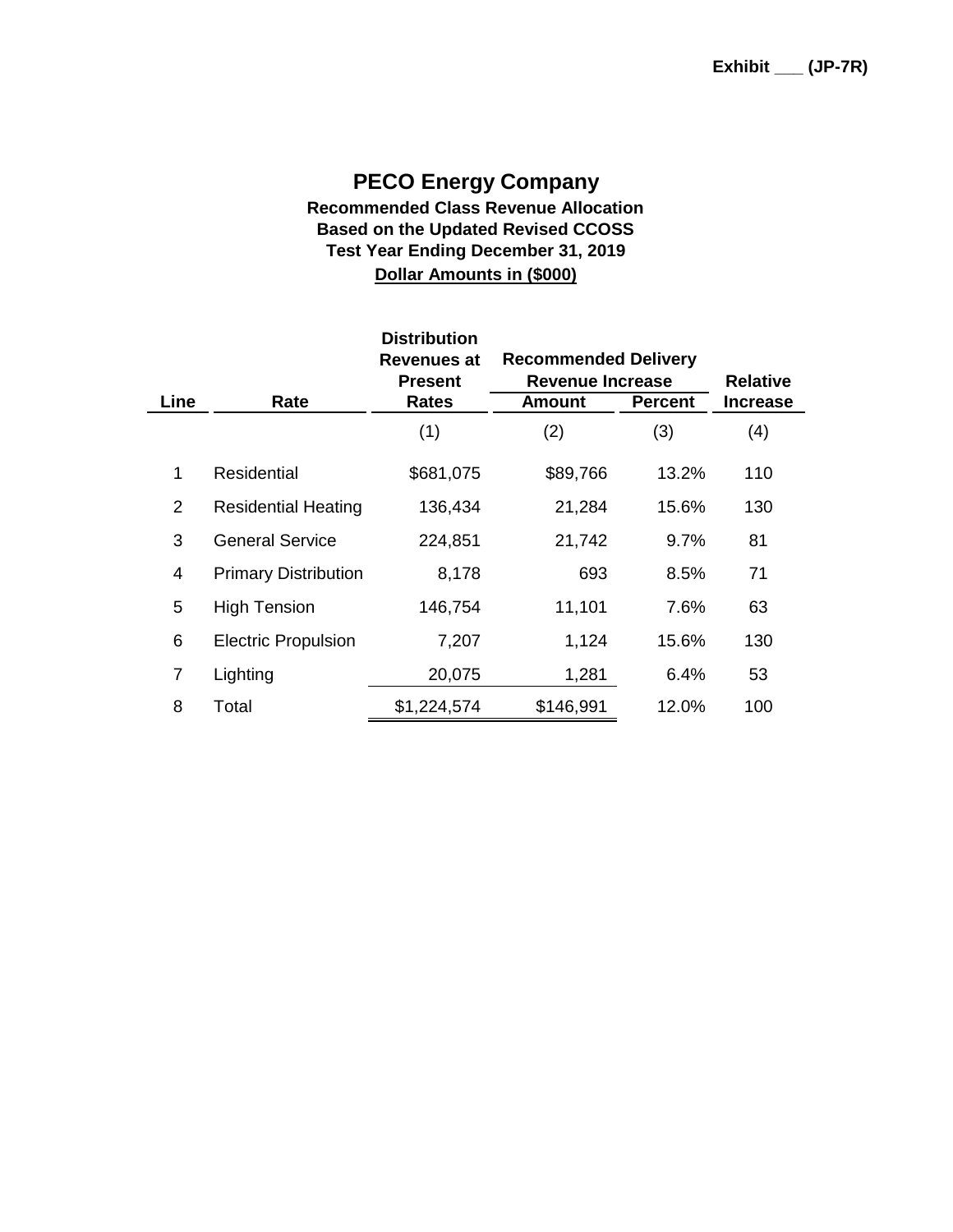Exhibit ___ (JP-7R)

# PECO Energy Company

**Recommended Class Revenue Allocation**
**Based on the Updated Revised CCOSS**
**Test Year Ending December 31, 2019**
**Dollar Amounts in ($000)**

| Line | Rate | Distribution Revenues at Present Rates | Recommended Delivery Revenue Increase | | Relative Increase |
|---|---|---|---|---|---|
| | | | Amount | Percent | |
| | | (1) | (2) | (3) | (4) |
| 1 | Residential | $681,075 | $89,766 | 13.2% | 110 |
| 2 | Residential Heating | 136,434 | 21,284 | 15.6% | 130 |
| 3 | General Service | 224,851 | 21,742 | 9.7% | 81 |
| 4 | Primary Distribution | 8,178 | 693 | 8.5% | 71 |
| 5 | High Tension | 146,754 | 11,101 | 7.6% | 63 |
| 6 | Electric Propulsion | 7,207 | 1,124 | 15.6% | 130 |
| 7 | Lighting | 20,075 | 1,281 | 6.4% | 53 |
| 8 | Total | $1,224,574 | $146,991 | 12.0% | 100 |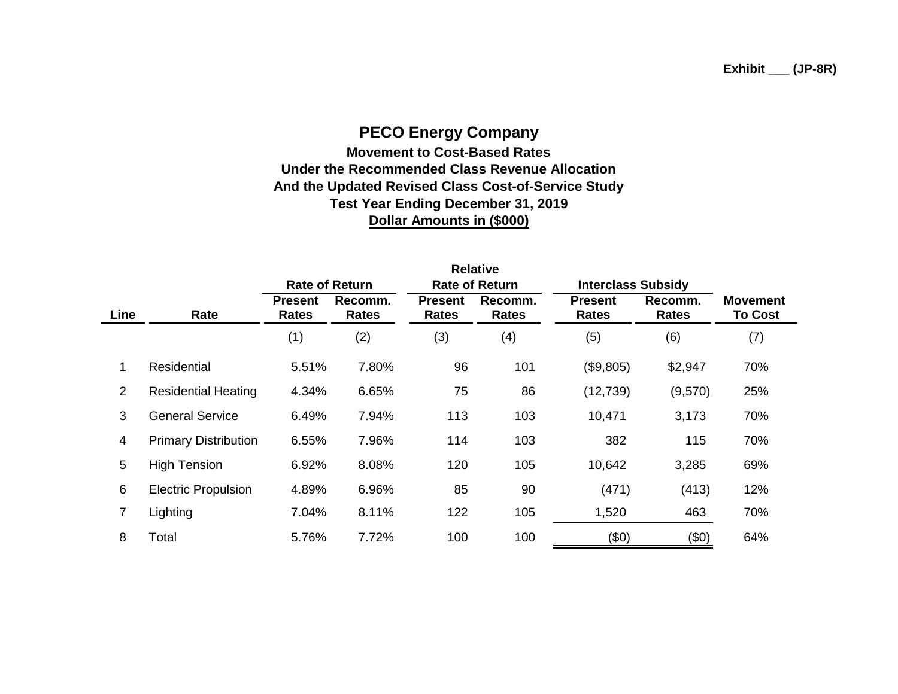Exhibit ___ (JP-8R)

# PECO Energy Company

## Movement to Cost-Based Rates
## Under the Recommended Class Revenue Allocation
## And the Updated Revised Class Cost-of-Service Study
## Test Year Ending December 31, 2019
## Dollar Amounts in ($000)

| | | Rate of Return | | Relative Rate of Return | | Interclass Subsidy | | |
|---|---|---|---|---|---|---|---|---|
| Line | Rate | Present Rates | Recomm. Rates | Present Rates | Recomm. Rates | Present Rates | Recomm. Rates | Movement To Cost |
| | | (1) | (2) | (3) | (4) | (5) | (6) | (7) |
| 1 | Residential | 5.51% | 7.80% | 96 | 101 | ($9,805) | $2,947 | 70% |
| 2 | Residential Heating | 4.34% | 6.65% | 75 | 86 | (12,739) | (9,570) | 25% |
| 3 | General Service | 6.49% | 7.94% | 113 | 103 | 10,471 | 3,173 | 70% |
| 4 | Primary Distribution | 6.55% | 7.96% | 114 | 103 | 382 | 115 | 70% |
| 5 | High Tension | 6.92% | 8.08% | 120 | 105 | 10,642 | 3,285 | 69% |
| 6 | Electric Propulsion | 4.89% | 6.96% | 85 | 90 | (471) | (413) | 12% |
| 7 | Lighting | 7.04% | 8.11% | 122 | 105 | 1,520 | 463 | 70% |
| 8 | Total | 5.76% | 7.72% | 100 | 100 | ($0) | ($0) | 64% |